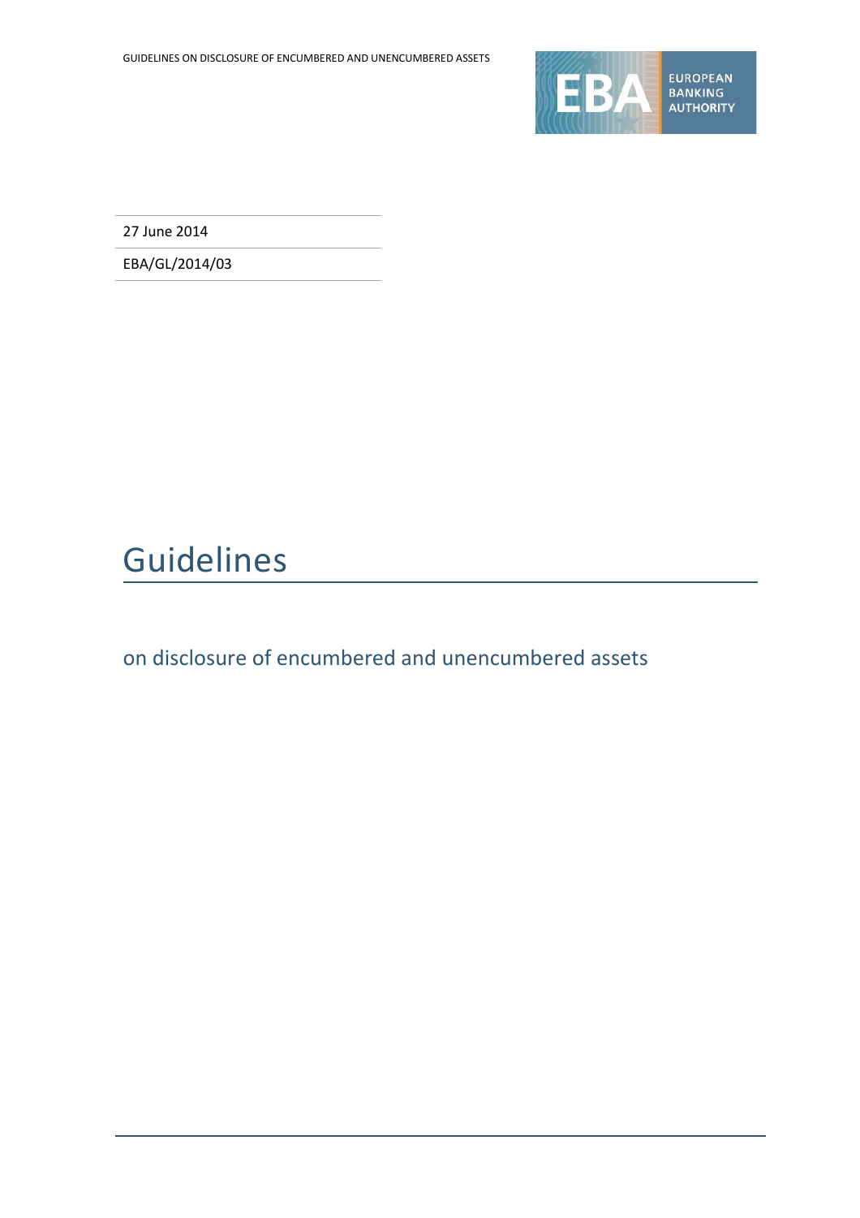27 June 2014

EBA/GL/2014/03

# Guidelines

## on disclosure of encumbered and unencumbered assets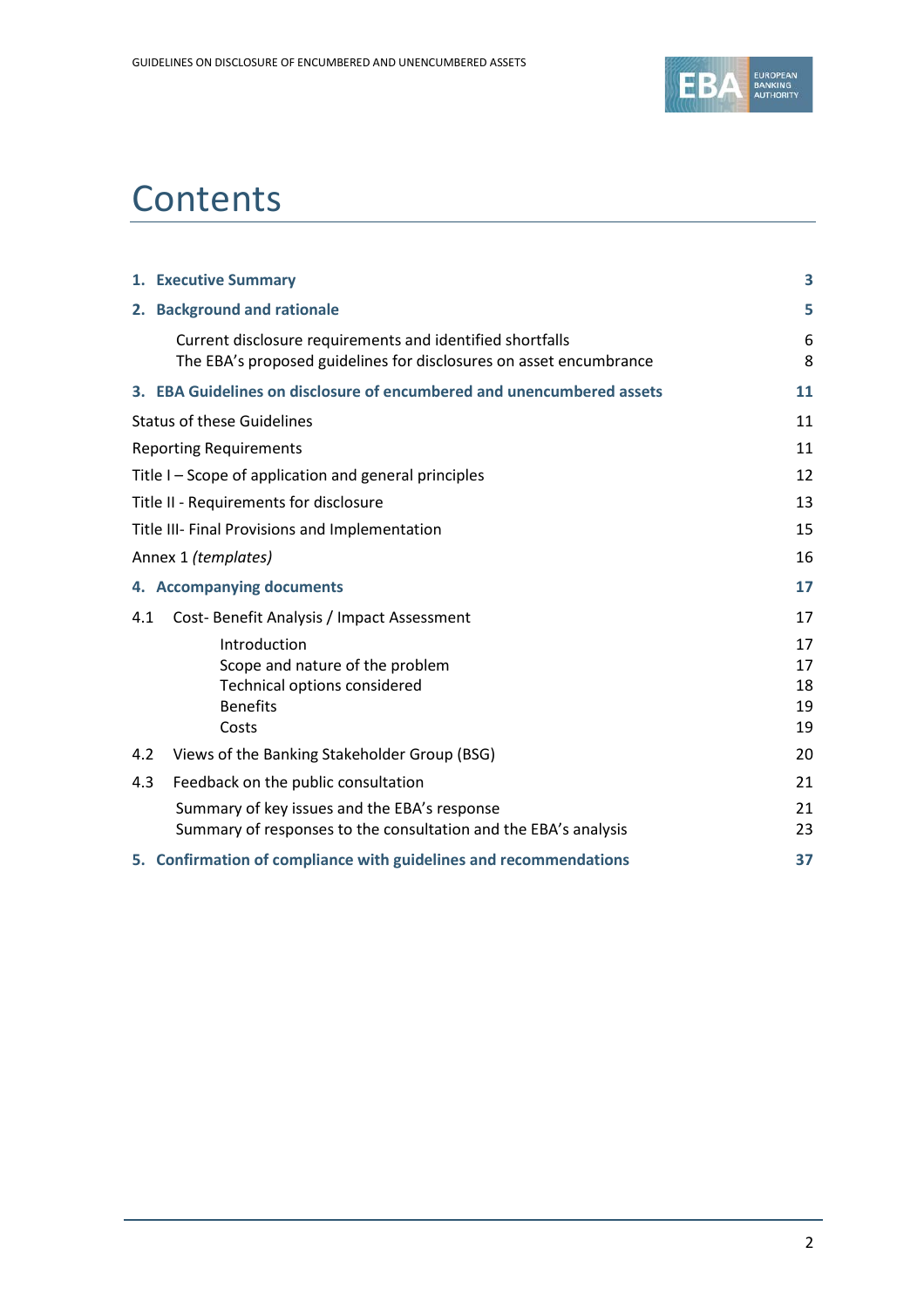# Contents

| | |
|---|---|
| **1. Executive Summary** | **3** |
| **2. Background and rationale** | **5** |
| Current disclosure requirements and identified shortfalls | 6 |
| The EBA's proposed guidelines for disclosures on asset encumbrance | 8 |
| **3. EBA Guidelines on disclosure of encumbered and unencumbered assets** | **11** |
| Status of these Guidelines | 11 |
| Reporting Requirements | 11 |
| Title I – Scope of application and general principles | 12 |
| Title II - Requirements for disclosure | 13 |
| Title III- Final Provisions and Implementation | 15 |
| Annex 1 *(templates)* | 16 |
| **4. Accompanying documents** | **17** |
| 4.1 Cost- Benefit Analysis / Impact Assessment | 17 |
| Introduction | 17 |
| Scope and nature of the problem | 17 |
| Technical options considered | 18 |
| Benefits | 19 |
| Costs | 19 |
| 4.2 Views of the Banking Stakeholder Group (BSG) | 20 |
| 4.3 Feedback on the public consultation | 21 |
| Summary of key issues and the EBA's response | 21 |
| Summary of responses to the consultation and the EBA's analysis | 23 |
| **5. Confirmation of compliance with guidelines and recommendations** | **37** |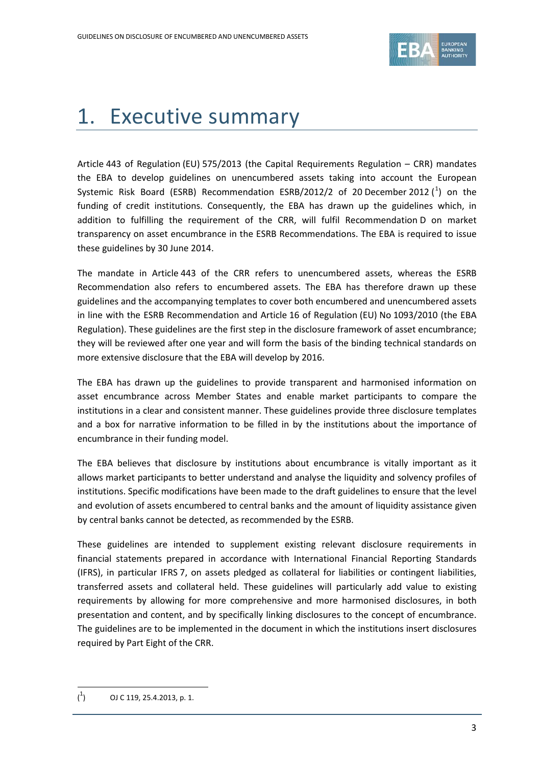# 1. Executive summary

Article 443 of Regulation (EU) 575/2013 (the Capital Requirements Regulation – CRR) mandates the EBA to develop guidelines on unencumbered assets taking into account the European Systemic Risk Board (ESRB) Recommendation ESRB/2012/2 of 20 December 2012 ([1]) on the funding of credit institutions. Consequently, the EBA has drawn up the guidelines which, in addition to fulfilling the requirement of the CRR, will fulfil Recommendation D on market transparency on asset encumbrance in the ESRB Recommendations. The EBA is required to issue these guidelines by 30 June 2014.

The mandate in Article 443 of the CRR refers to unencumbered assets, whereas the ESRB Recommendation also refers to encumbered assets. The EBA has therefore drawn up these guidelines and the accompanying templates to cover both encumbered and unencumbered assets in line with the ESRB Recommendation and Article 16 of Regulation (EU) No 1093/2010 (the EBA Regulation). These guidelines are the first step in the disclosure framework of asset encumbrance; they will be reviewed after one year and will form the basis of the binding technical standards on more extensive disclosure that the EBA will develop by 2016.

The EBA has drawn up the guidelines to provide transparent and harmonised information on asset encumbrance across Member States and enable market participants to compare the institutions in a clear and consistent manner. These guidelines provide three disclosure templates and a box for narrative information to be filled in by the institutions about the importance of encumbrance in their funding model.

The EBA believes that disclosure by institutions about encumbrance is vitally important as it allows market participants to better understand and analyse the liquidity and solvency profiles of institutions. Specific modifications have been made to the draft guidelines to ensure that the level and evolution of assets encumbered to central banks and the amount of liquidity assistance given by central banks cannot be detected, as recommended by the ESRB.

These guidelines are intended to supplement existing relevant disclosure requirements in financial statements prepared in accordance with International Financial Reporting Standards (IFRS), in particular IFRS 7, on assets pledged as collateral for liabilities or contingent liabilities, transferred assets and collateral held. These guidelines will particularly add value to existing requirements by allowing for more comprehensive and more harmonised disclosures, in both presentation and content, and by specifically linking disclosures to the concept of encumbrance. The guidelines are to be implemented in the document in which the institutions insert disclosures required by Part Eight of the CRR.

---

([1]) OJ C 119, 25.4.2013, p. 1.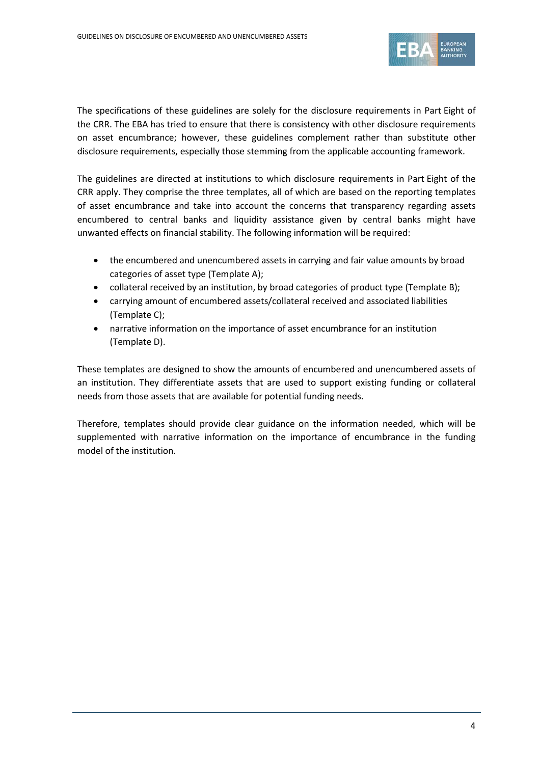The specifications of these guidelines are solely for the disclosure requirements in Part Eight of the CRR. The EBA has tried to ensure that there is consistency with other disclosure requirements on asset encumbrance; however, these guidelines complement rather than substitute other disclosure requirements, especially those stemming from the applicable accounting framework.

The guidelines are directed at institutions to which disclosure requirements in Part Eight of the CRR apply. They comprise the three templates, all of which are based on the reporting templates of asset encumbrance and take into account the concerns that transparency regarding assets encumbered to central banks and liquidity assistance given by central banks might have unwanted effects on financial stability. The following information will be required:

- the encumbered and unencumbered assets in carrying and fair value amounts by broad categories of asset type (Template A);
- collateral received by an institution, by broad categories of product type (Template B);
- carrying amount of encumbered assets/collateral received and associated liabilities (Template C);
- narrative information on the importance of asset encumbrance for an institution (Template D).

These templates are designed to show the amounts of encumbered and unencumbered assets of an institution. They differentiate assets that are used to support existing funding or collateral needs from those assets that are available for potential funding needs.

Therefore, templates should provide clear guidance on the information needed, which will be supplemented with narrative information on the importance of encumbrance in the funding model of the institution.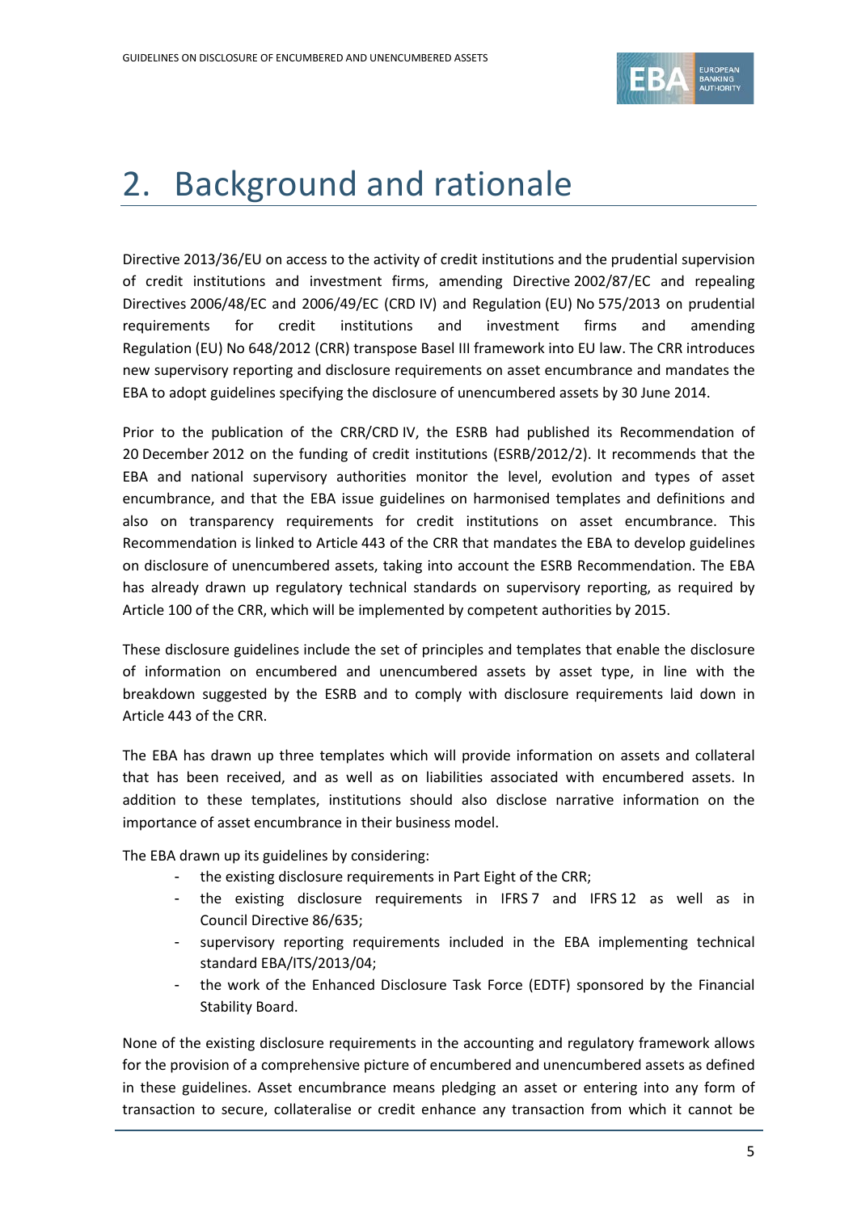# 2. Background and rationale

Directive 2013/36/EU on access to the activity of credit institutions and the prudential supervision of credit institutions and investment firms, amending Directive 2002/87/EC and repealing Directives 2006/48/EC and 2006/49/EC (CRD IV) and Regulation (EU) No 575/2013 on prudential requirements for credit institutions and investment firms and amending Regulation (EU) No 648/2012 (CRR) transpose Basel III framework into EU law. The CRR introduces new supervisory reporting and disclosure requirements on asset encumbrance and mandates the EBA to adopt guidelines specifying the disclosure of unencumbered assets by 30 June 2014.

Prior to the publication of the CRR/CRD IV, the ESRB had published its Recommendation of 20 December 2012 on the funding of credit institutions (ESRB/2012/2). It recommends that the EBA and national supervisory authorities monitor the level, evolution and types of asset encumbrance, and that the EBA issue guidelines on harmonised templates and definitions and also on transparency requirements for credit institutions on asset encumbrance. This Recommendation is linked to Article 443 of the CRR that mandates the EBA to develop guidelines on disclosure of unencumbered assets, taking into account the ESRB Recommendation. The EBA has already drawn up regulatory technical standards on supervisory reporting, as required by Article 100 of the CRR, which will be implemented by competent authorities by 2015.

These disclosure guidelines include the set of principles and templates that enable the disclosure of information on encumbered and unencumbered assets by asset type, in line with the breakdown suggested by the ESRB and to comply with disclosure requirements laid down in Article 443 of the CRR.

The EBA has drawn up three templates which will provide information on assets and collateral that has been received, and as well as on liabilities associated with encumbered assets. In addition to these templates, institutions should also disclose narrative information on the importance of asset encumbrance in their business model.

The EBA drawn up its guidelines by considering:

- the existing disclosure requirements in Part Eight of the CRR;
- the existing disclosure requirements in IFRS 7 and IFRS 12 as well as in Council Directive 86/635;
- supervisory reporting requirements included in the EBA implementing technical standard EBA/ITS/2013/04;
- the work of the Enhanced Disclosure Task Force (EDTF) sponsored by the Financial Stability Board.

None of the existing disclosure requirements in the accounting and regulatory framework allows for the provision of a comprehensive picture of encumbered and unencumbered assets as defined in these guidelines. Asset encumbrance means pledging an asset or entering into any form of transaction to secure, collateralise or credit enhance any transaction from which it cannot be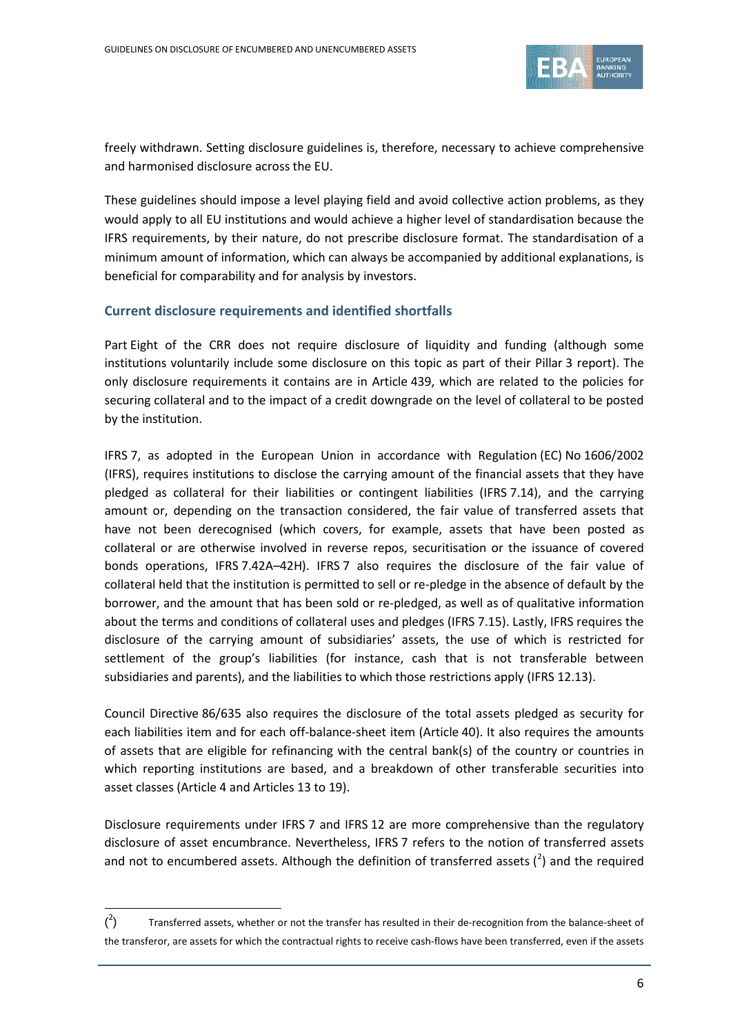freely withdrawn. Setting disclosure guidelines is, therefore, necessary to achieve comprehensive and harmonised disclosure across the EU.

These guidelines should impose a level playing field and avoid collective action problems, as they would apply to all EU institutions and would achieve a higher level of standardisation because the IFRS requirements, by their nature, do not prescribe disclosure format. The standardisation of a minimum amount of information, which can always be accompanied by additional explanations, is beneficial for comparability and for analysis by investors.

### Current disclosure requirements and identified shortfalls

Part Eight of the CRR does not require disclosure of liquidity and funding (although some institutions voluntarily include some disclosure on this topic as part of their Pillar 3 report). The only disclosure requirements it contains are in Article 439, which are related to the policies for securing collateral and to the impact of a credit downgrade on the level of collateral to be posted by the institution.

IFRS 7, as adopted in the European Union in accordance with Regulation (EC) No 1606/2002 (IFRS), requires institutions to disclose the carrying amount of the financial assets that they have pledged as collateral for their liabilities or contingent liabilities (IFRS 7.14), and the carrying amount or, depending on the transaction considered, the fair value of transferred assets that have not been derecognised (which covers, for example, assets that have been posted as collateral or are otherwise involved in reverse repos, securitisation or the issuance of covered bonds operations, IFRS 7.42A–42H). IFRS 7 also requires the disclosure of the fair value of collateral held that the institution is permitted to sell or re-pledge in the absence of default by the borrower, and the amount that has been sold or re-pledged, as well as of qualitative information about the terms and conditions of collateral uses and pledges (IFRS 7.15). Lastly, IFRS requires the disclosure of the carrying amount of subsidiaries' assets, the use of which is restricted for settlement of the group's liabilities (for instance, cash that is not transferable between subsidiaries and parents), and the liabilities to which those restrictions apply (IFRS 12.13).

Council Directive 86/635 also requires the disclosure of the total assets pledged as security for each liabilities item and for each off-balance-sheet item (Article 40). It also requires the amounts of assets that are eligible for refinancing with the central bank(s) of the country or countries in which reporting institutions are based, and a breakdown of other transferable securities into asset classes (Article 4 and Articles 13 to 19).

Disclosure requirements under IFRS 7 and IFRS 12 are more comprehensive than the regulatory disclosure of asset encumbrance. Nevertheless, IFRS 7 refers to the notion of transferred assets and not to encumbered assets. Although the definition of transferred assets ([2]) and the required

([2]) Transferred assets, whether or not the transfer has resulted in their de-recognition from the balance-sheet of the transferor, are assets for which the contractual rights to receive cash-flows have been transferred, even if the assets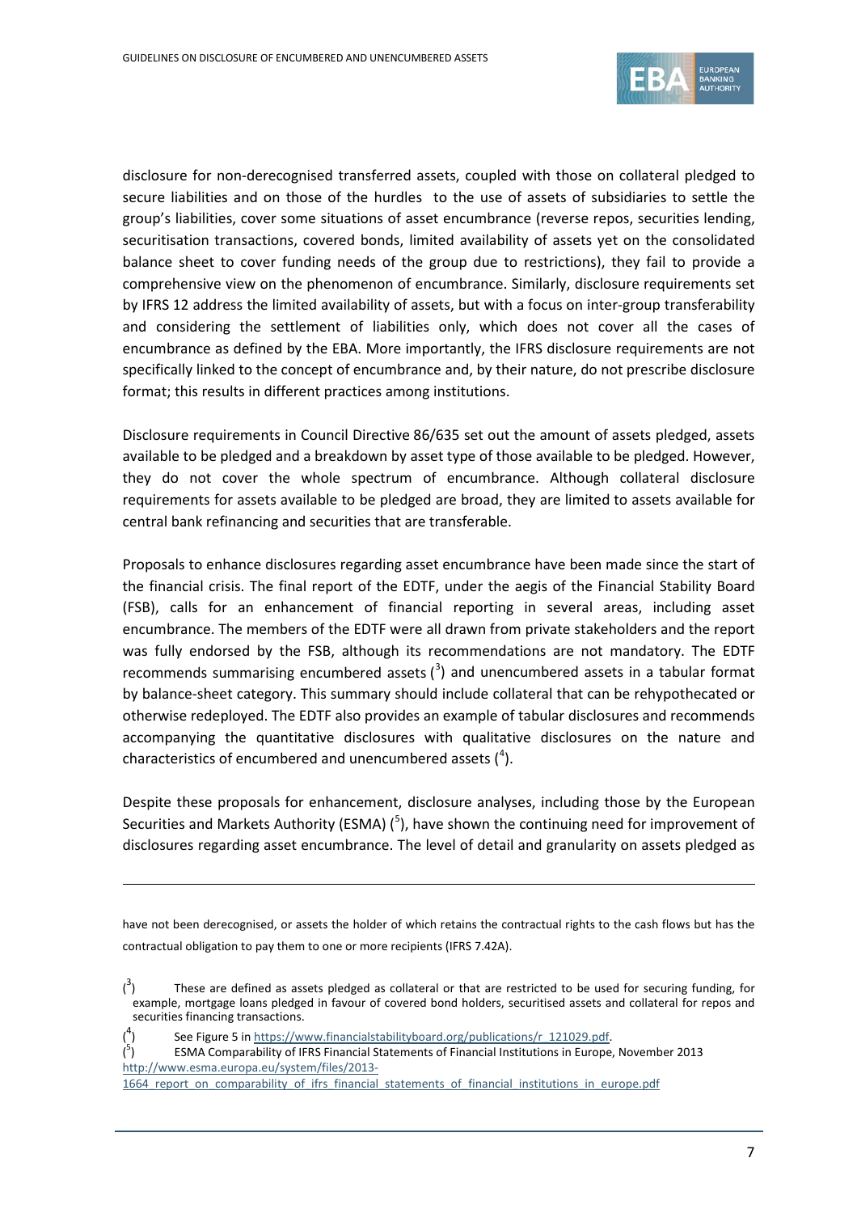disclosure for non-derecognised transferred assets, coupled with those on collateral pledged to secure liabilities and on those of the hurdles to the use of assets of subsidiaries to settle the group's liabilities, cover some situations of asset encumbrance (reverse repos, securities lending, securitisation transactions, covered bonds, limited availability of assets yet on the consolidated balance sheet to cover funding needs of the group due to restrictions), they fail to provide a comprehensive view on the phenomenon of encumbrance. Similarly, disclosure requirements set by IFRS 12 address the limited availability of assets, but with a focus on inter-group transferability and considering the settlement of liabilities only, which does not cover all the cases of encumbrance as defined by the EBA. More importantly, the IFRS disclosure requirements are not specifically linked to the concept of encumbrance and, by their nature, do not prescribe disclosure format; this results in different practices among institutions.

Disclosure requirements in Council Directive 86/635 set out the amount of assets pledged, assets available to be pledged and a breakdown by asset type of those available to be pledged. However, they do not cover the whole spectrum of encumbrance. Although collateral disclosure requirements for assets available to be pledged are broad, they are limited to assets available for central bank refinancing and securities that are transferable.

Proposals to enhance disclosures regarding asset encumbrance have been made since the start of the financial crisis. The final report of the EDTF, under the aegis of the Financial Stability Board (FSB), calls for an enhancement of financial reporting in several areas, including asset encumbrance. The members of the EDTF were all drawn from private stakeholders and the report was fully endorsed by the FSB, although its recommendations are not mandatory. The EDTF recommends summarising encumbered assets ([3]) and unencumbered assets in a tabular format by balance-sheet category. This summary should include collateral that can be rehypothecated or otherwise redeployed. The EDTF also provides an example of tabular disclosures and recommends accompanying the quantitative disclosures with qualitative disclosures on the nature and characteristics of encumbered and unencumbered assets ([4]).

Despite these proposals for enhancement, disclosure analyses, including those by the European Securities and Markets Authority (ESMA) ([5]), have shown the continuing need for improvement of disclosures regarding asset encumbrance. The level of detail and granularity on assets pledged as

---

have not been derecognised, or assets the holder of which retains the contractual rights to the cash flows but has the contractual obligation to pay them to one or more recipients (IFRS 7.42A).

([3]) These are defined as assets pledged as collateral or that are restricted to be used for securing funding, for example, mortgage loans pledged in favour of covered bond holders, securitised assets and collateral for repos and securities financing transactions.

([4]) See Figure 5 in https://www.financialstabilityboard.org/publications/r_121029.pdf.

([5]) ESMA Comparability of IFRS Financial Statements of Financial Institutions in Europe, November 2013 http://www.esma.europa.eu/system/files/2013-1664_report_on_comparability_of_ifrs_financial_statements_of_financial_institutions_in_europe.pdf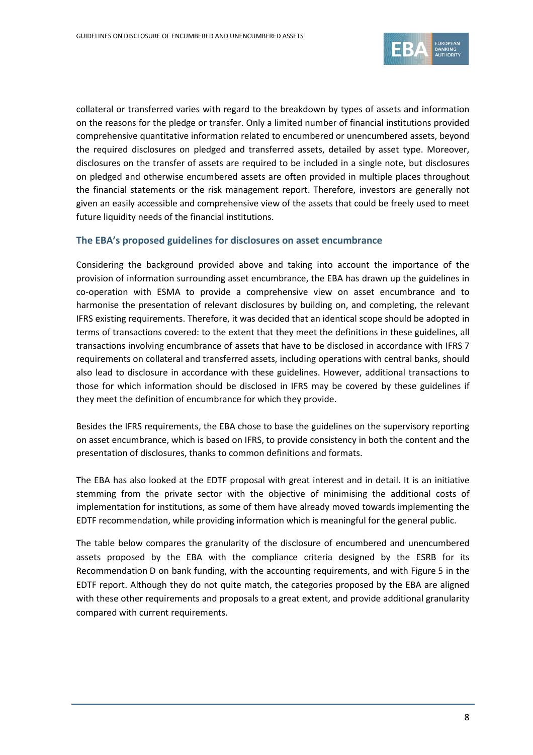collateral or transferred varies with regard to the breakdown by types of assets and information on the reasons for the pledge or transfer. Only a limited number of financial institutions provided comprehensive quantitative information related to encumbered or unencumbered assets, beyond the required disclosures on pledged and transferred assets, detailed by asset type. Moreover, disclosures on the transfer of assets are required to be included in a single note, but disclosures on pledged and otherwise encumbered assets are often provided in multiple places throughout the financial statements or the risk management report. Therefore, investors are generally not given an easily accessible and comprehensive view of the assets that could be freely used to meet future liquidity needs of the financial institutions.

### The EBA's proposed guidelines for disclosures on asset encumbrance

Considering the background provided above and taking into account the importance of the provision of information surrounding asset encumbrance, the EBA has drawn up the guidelines in co-operation with ESMA to provide a comprehensive view on asset encumbrance and to harmonise the presentation of relevant disclosures by building on, and completing, the relevant IFRS existing requirements. Therefore, it was decided that an identical scope should be adopted in terms of transactions covered: to the extent that they meet the definitions in these guidelines, all transactions involving encumbrance of assets that have to be disclosed in accordance with IFRS 7 requirements on collateral and transferred assets, including operations with central banks, should also lead to disclosure in accordance with these guidelines. However, additional transactions to those for which information should be disclosed in IFRS may be covered by these guidelines if they meet the definition of encumbrance for which they provide.

Besides the IFRS requirements, the EBA chose to base the guidelines on the supervisory reporting on asset encumbrance, which is based on IFRS, to provide consistency in both the content and the presentation of disclosures, thanks to common definitions and formats.

The EBA has also looked at the EDTF proposal with great interest and in detail. It is an initiative stemming from the private sector with the objective of minimising the additional costs of implementation for institutions, as some of them have already moved towards implementing the EDTF recommendation, while providing information which is meaningful for the general public.

The table below compares the granularity of the disclosure of encumbered and unencumbered assets proposed by the EBA with the compliance criteria designed by the ESRB for its Recommendation D on bank funding, with the accounting requirements, and with Figure 5 in the EDTF report. Although they do not quite match, the categories proposed by the EBA are aligned with these other requirements and proposals to a great extent, and provide additional granularity compared with current requirements.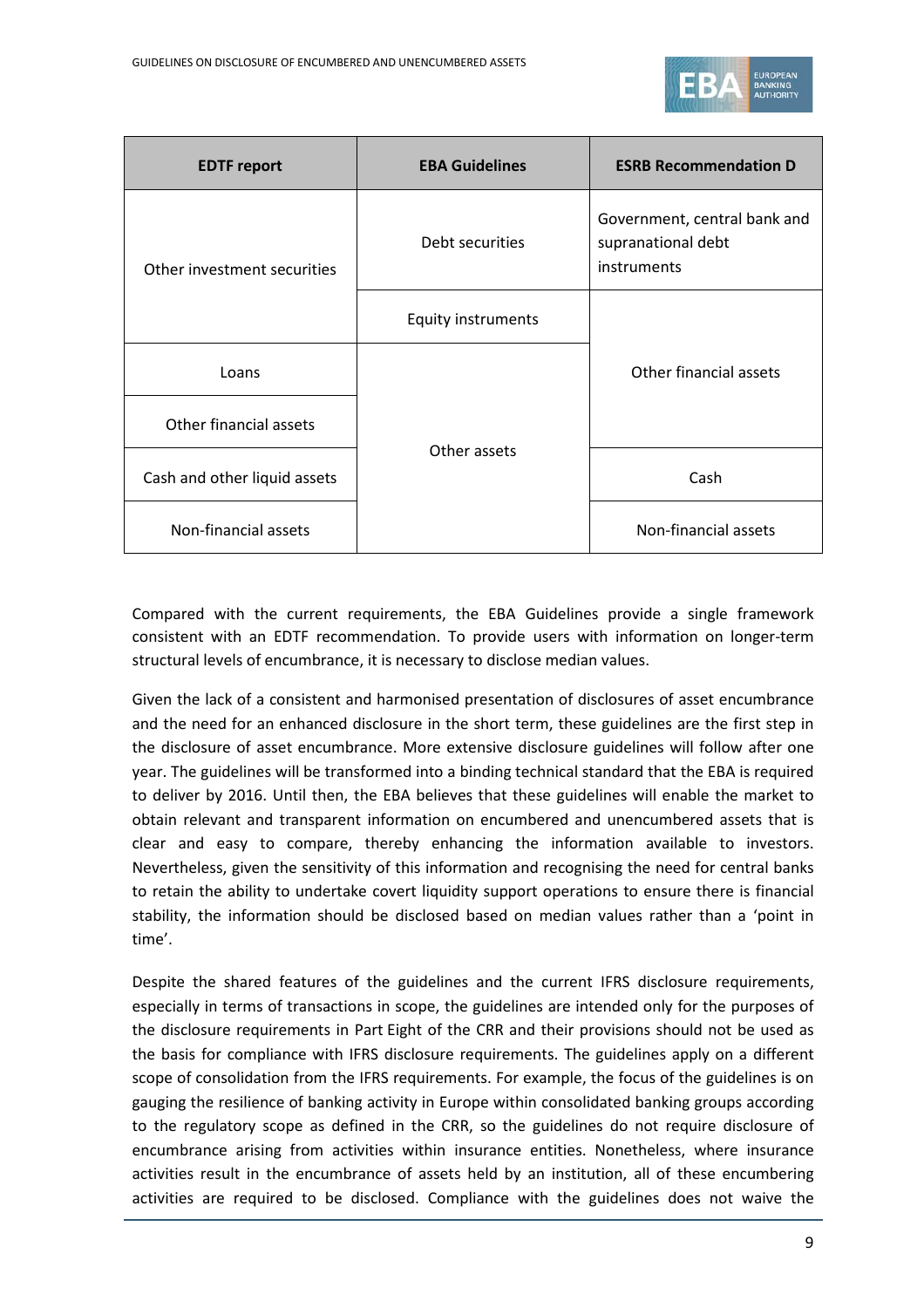| EDTF report | EBA Guidelines | ESRB Recommendation D |
|---|---|---|
| Other investment securities | Debt securities | Government, central bank and supranational debt instruments |
| | Equity instruments | Other financial assets |
| Loans | Other assets | |
| Other financial assets | | |
| Cash and other liquid assets | | Cash |
| Non-financial assets | | Non-financial assets |

Compared with the current requirements, the EBA Guidelines provide a single framework consistent with an EDTF recommendation. To provide users with information on longer-term structural levels of encumbrance, it is necessary to disclose median values.

Given the lack of a consistent and harmonised presentation of disclosures of asset encumbrance and the need for an enhanced disclosure in the short term, these guidelines are the first step in the disclosure of asset encumbrance. More extensive disclosure guidelines will follow after one year. The guidelines will be transformed into a binding technical standard that the EBA is required to deliver by 2016. Until then, the EBA believes that these guidelines will enable the market to obtain relevant and transparent information on encumbered and unencumbered assets that is clear and easy to compare, thereby enhancing the information available to investors. Nevertheless, given the sensitivity of this information and recognising the need for central banks to retain the ability to undertake covert liquidity support operations to ensure there is financial stability, the information should be disclosed based on median values rather than a 'point in time'.

Despite the shared features of the guidelines and the current IFRS disclosure requirements, especially in terms of transactions in scope, the guidelines are intended only for the purposes of the disclosure requirements in Part Eight of the CRR and their provisions should not be used as the basis for compliance with IFRS disclosure requirements. The guidelines apply on a different scope of consolidation from the IFRS requirements. For example, the focus of the guidelines is on gauging the resilience of banking activity in Europe within consolidated banking groups according to the regulatory scope as defined in the CRR, so the guidelines do not require disclosure of encumbrance arising from activities within insurance entities. Nonetheless, where insurance activities result in the encumbrance of assets held by an institution, all of these encumbering activities are required to be disclosed. Compliance with the guidelines does not waive the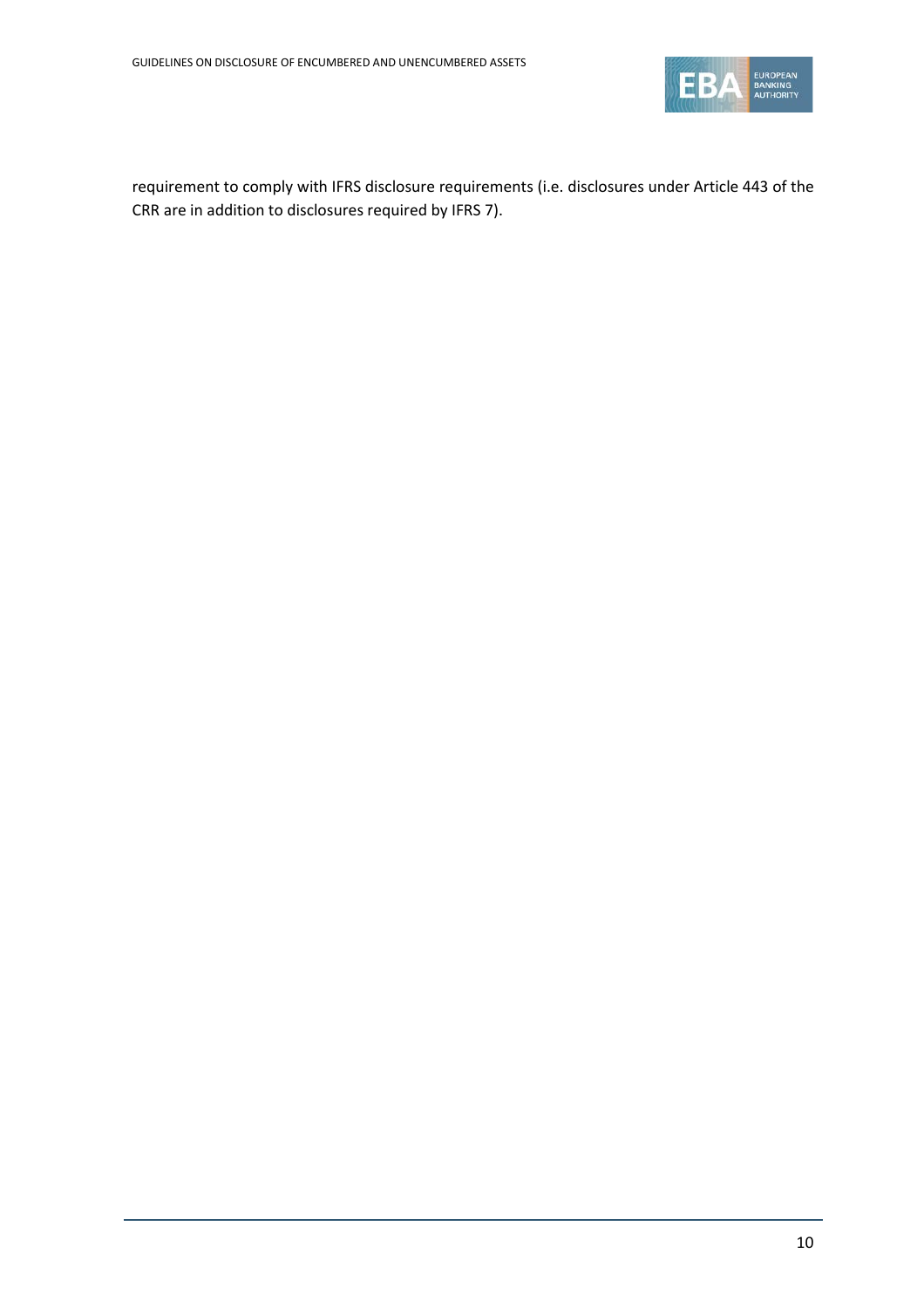requirement to comply with IFRS disclosure requirements (i.e. disclosures under Article 443 of the CRR are in addition to disclosures required by IFRS 7).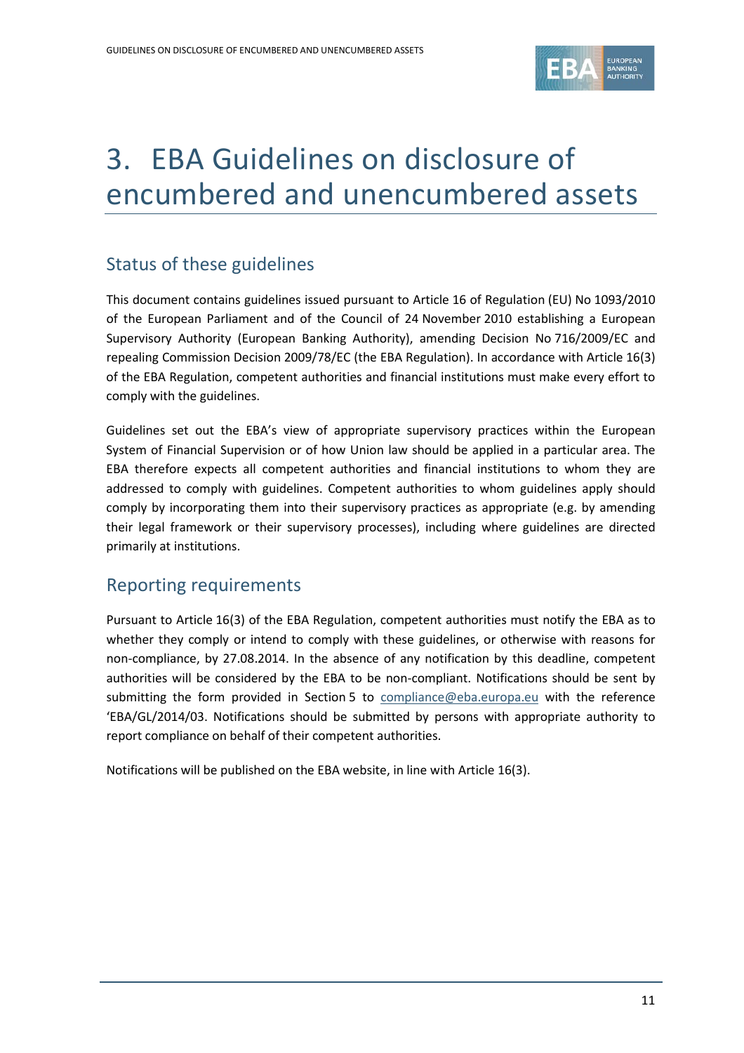# 3. EBA Guidelines on disclosure of encumbered and unencumbered assets

## Status of these guidelines

This document contains guidelines issued pursuant to Article 16 of Regulation (EU) No 1093/2010 of the European Parliament and of the Council of 24 November 2010 establishing a European Supervisory Authority (European Banking Authority), amending Decision No 716/2009/EC and repealing Commission Decision 2009/78/EC (the EBA Regulation). In accordance with Article 16(3) of the EBA Regulation, competent authorities and financial institutions must make every effort to comply with the guidelines.

Guidelines set out the EBA's view of appropriate supervisory practices within the European System of Financial Supervision or of how Union law should be applied in a particular area. The EBA therefore expects all competent authorities and financial institutions to whom they are addressed to comply with guidelines. Competent authorities to whom guidelines apply should comply by incorporating them into their supervisory practices as appropriate (e.g. by amending their legal framework or their supervisory processes), including where guidelines are directed primarily at institutions.

## Reporting requirements

Pursuant to Article 16(3) of the EBA Regulation, competent authorities must notify the EBA as to whether they comply or intend to comply with these guidelines, or otherwise with reasons for non-compliance, by 27.08.2014. In the absence of any notification by this deadline, competent authorities will be considered by the EBA to be non-compliant. Notifications should be sent by submitting the form provided in Section 5 to compliance@eba.europa.eu with the reference 'EBA/GL/2014/03. Notifications should be submitted by persons with appropriate authority to report compliance on behalf of their competent authorities.

Notifications will be published on the EBA website, in line with Article 16(3).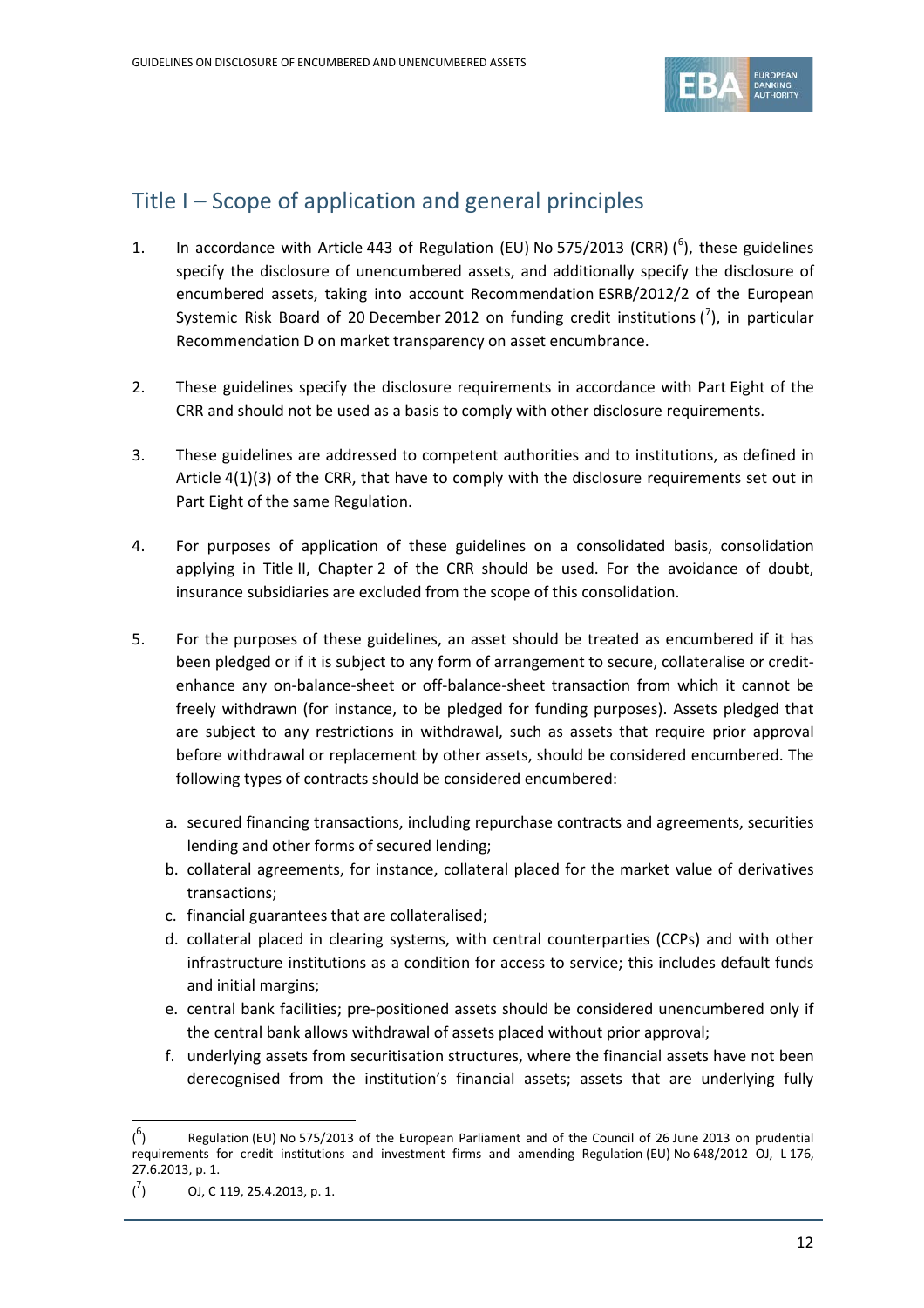## Title I – Scope of application and general principles

1. In accordance with Article 443 of Regulation (EU) No 575/2013 (CRR) ([6]), these guidelines specify the disclosure of unencumbered assets, and additionally specify the disclosure of encumbered assets, taking into account Recommendation ESRB/2012/2 of the European Systemic Risk Board of 20 December 2012 on funding credit institutions ([7]), in particular Recommendation D on market transparency on asset encumbrance.

2. These guidelines specify the disclosure requirements in accordance with Part Eight of the CRR and should not be used as a basis to comply with other disclosure requirements.

3. These guidelines are addressed to competent authorities and to institutions, as defined in Article 4(1)(3) of the CRR, that have to comply with the disclosure requirements set out in Part Eight of the same Regulation.

4. For purposes of application of these guidelines on a consolidated basis, consolidation applying in Title II, Chapter 2 of the CRR should be used. For the avoidance of doubt, insurance subsidiaries are excluded from the scope of this consolidation.

5. For the purposes of these guidelines, an asset should be treated as encumbered if it has been pledged or if it is subject to any form of arrangement to secure, collateralise or credit-enhance any on-balance-sheet or off-balance-sheet transaction from which it cannot be freely withdrawn (for instance, to be pledged for funding purposes). Assets pledged that are subject to any restrictions in withdrawal, such as assets that require prior approval before withdrawal or replacement by other assets, should be considered encumbered. The following types of contracts should be considered encumbered:

   a. secured financing transactions, including repurchase contracts and agreements, securities lending and other forms of secured lending;
   b. collateral agreements, for instance, collateral placed for the market value of derivatives transactions;
   c. financial guarantees that are collateralised;
   d. collateral placed in clearing systems, with central counterparties (CCPs) and with other infrastructure institutions as a condition for access to service; this includes default funds and initial margins;
   e. central bank facilities; pre-positioned assets should be considered unencumbered only if the central bank allows withdrawal of assets placed without prior approval;
   f. underlying assets from securitisation structures, where the financial assets have not been derecognised from the institution's financial assets; assets that are underlying fully

---

([6]) Regulation (EU) No 575/2013 of the European Parliament and of the Council of 26 June 2013 on prudential requirements for credit institutions and investment firms and amending Regulation (EU) No 648/2012 OJ, L 176, 27.6.2013, p. 1.

([7]) OJ, C 119, 25.4.2013, p. 1.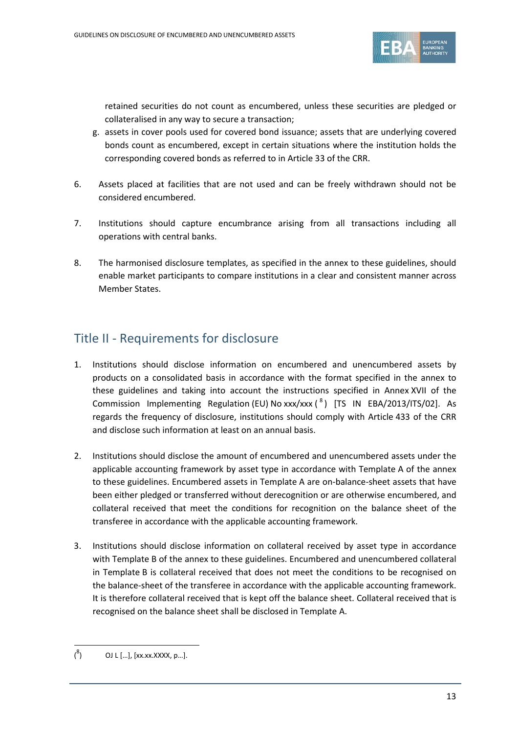retained securities do not count as encumbered, unless these securities are pledged or collateralised in any way to secure a transaction;

g. assets in cover pools used for covered bond issuance; assets that are underlying covered bonds count as encumbered, except in certain situations where the institution holds the corresponding covered bonds as referred to in Article 33 of the CRR.

6. Assets placed at facilities that are not used and can be freely withdrawn should not be considered encumbered.

7. Institutions should capture encumbrance arising from all transactions including all operations with central banks.

8. The harmonised disclosure templates, as specified in the annex to these guidelines, should enable market participants to compare institutions in a clear and consistent manner across Member States.

## Title II - Requirements for disclosure

1. Institutions should disclose information on encumbered and unencumbered assets by products on a consolidated basis in accordance with the format specified in the annex to these guidelines and taking into account the instructions specified in Annex XVII of the Commission Implementing Regulation (EU) No xxx/xxx ([8]) [TS IN EBA/2013/ITS/02]. As regards the frequency of disclosure, institutions should comply with Article 433 of the CRR and disclose such information at least on an annual basis.

2. Institutions should disclose the amount of encumbered and unencumbered assets under the applicable accounting framework by asset type in accordance with Template A of the annex to these guidelines. Encumbered assets in Template A are on-balance-sheet assets that have been either pledged or transferred without derecognition or are otherwise encumbered, and collateral received that meet the conditions for recognition on the balance sheet of the transferee in accordance with the applicable accounting framework.

3. Institutions should disclose information on collateral received by asset type in accordance with Template B of the annex to these guidelines. Encumbered and unencumbered collateral in Template B is collateral received that does not meet the conditions to be recognised on the balance-sheet of the transferee in accordance with the applicable accounting framework. It is therefore collateral received that is kept off the balance sheet. Collateral received that is recognised on the balance sheet shall be disclosed in Template A.

---

([8]) OJ L […], [xx.xx.XXXX, p…].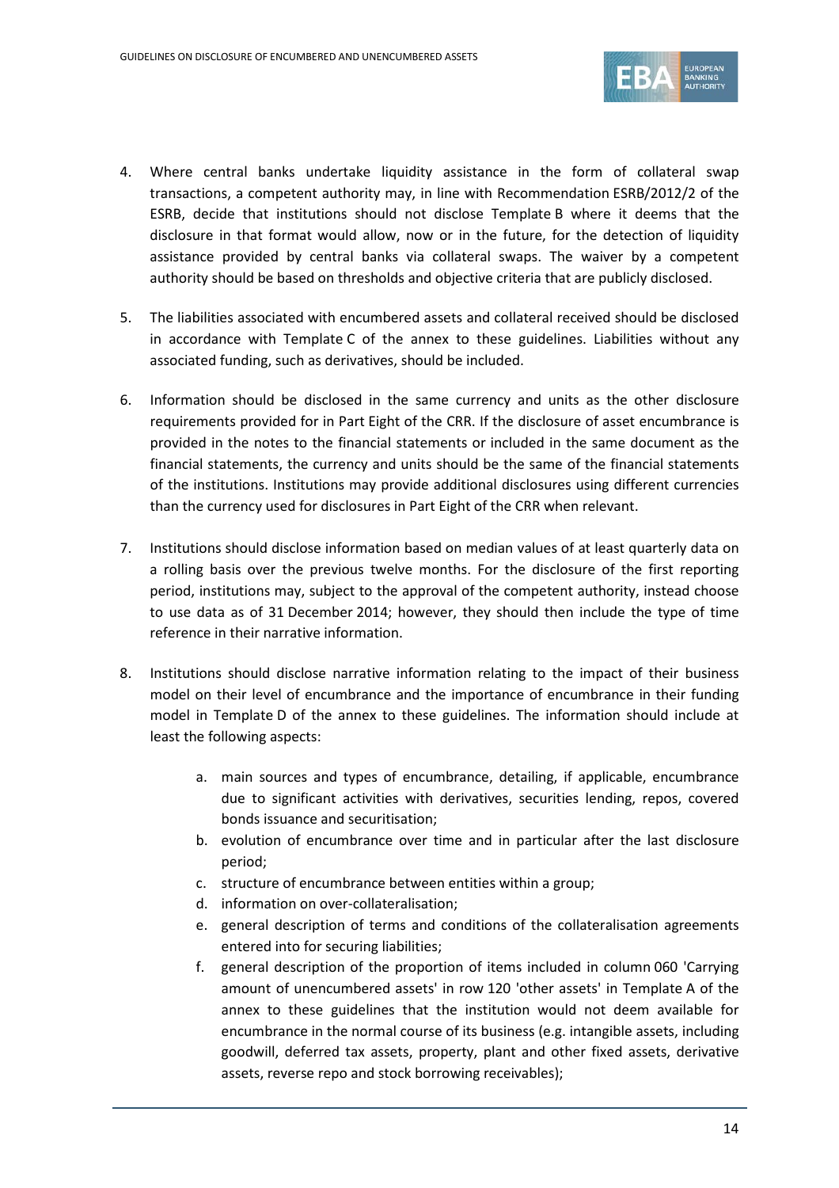4. Where central banks undertake liquidity assistance in the form of collateral swap transactions, a competent authority may, in line with Recommendation ESRB/2012/2 of the ESRB, decide that institutions should not disclose Template B where it deems that the disclosure in that format would allow, now or in the future, for the detection of liquidity assistance provided by central banks via collateral swaps. The waiver by a competent authority should be based on thresholds and objective criteria that are publicly disclosed.

5. The liabilities associated with encumbered assets and collateral received should be disclosed in accordance with Template C of the annex to these guidelines. Liabilities without any associated funding, such as derivatives, should be included.

6. Information should be disclosed in the same currency and units as the other disclosure requirements provided for in Part Eight of the CRR. If the disclosure of asset encumbrance is provided in the notes to the financial statements or included in the same document as the financial statements, the currency and units should be the same of the financial statements of the institutions. Institutions may provide additional disclosures using different currencies than the currency used for disclosures in Part Eight of the CRR when relevant.

7. Institutions should disclose information based on median values of at least quarterly data on a rolling basis over the previous twelve months. For the disclosure of the first reporting period, institutions may, subject to the approval of the competent authority, instead choose to use data as of 31 December 2014; however, they should then include the type of time reference in their narrative information.

8. Institutions should disclose narrative information relating to the impact of their business model on their level of encumbrance and the importance of encumbrance in their funding model in Template D of the annex to these guidelines. The information should include at least the following aspects:

    a. main sources and types of encumbrance, detailing, if applicable, encumbrance due to significant activities with derivatives, securities lending, repos, covered bonds issuance and securitisation;
    b. evolution of encumbrance over time and in particular after the last disclosure period;
    c. structure of encumbrance between entities within a group;
    d. information on over-collateralisation;
    e. general description of terms and conditions of the collateralisation agreements entered into for securing liabilities;
    f. general description of the proportion of items included in column 060 'Carrying amount of unencumbered assets' in row 120 'other assets' in Template A of the annex to these guidelines that the institution would not deem available for encumbrance in the normal course of its business (e.g. intangible assets, including goodwill, deferred tax assets, property, plant and other fixed assets, derivative assets, reverse repo and stock borrowing receivables);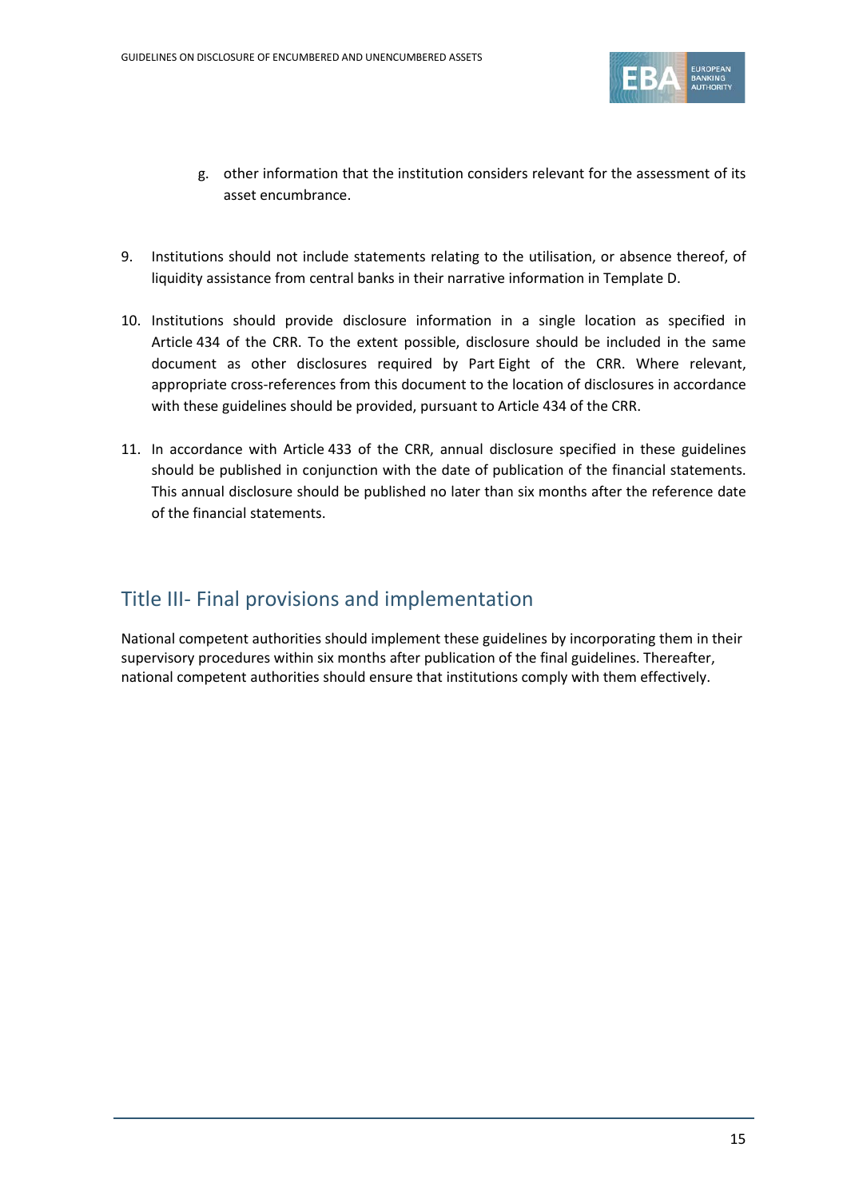g. other information that the institution considers relevant for the assessment of its asset encumbrance.

9. Institutions should not include statements relating to the utilisation, or absence thereof, of liquidity assistance from central banks in their narrative information in Template D.

10. Institutions should provide disclosure information in a single location as specified in Article 434 of the CRR. To the extent possible, disclosure should be included in the same document as other disclosures required by Part Eight of the CRR. Where relevant, appropriate cross-references from this document to the location of disclosures in accordance with these guidelines should be provided, pursuant to Article 434 of the CRR.

11. In accordance with Article 433 of the CRR, annual disclosure specified in these guidelines should be published in conjunction with the date of publication of the financial statements. This annual disclosure should be published no later than six months after the reference date of the financial statements.

## Title III- Final provisions and implementation

National competent authorities should implement these guidelines by incorporating them in their supervisory procedures within six months after publication of the final guidelines. Thereafter, national competent authorities should ensure that institutions comply with them effectively.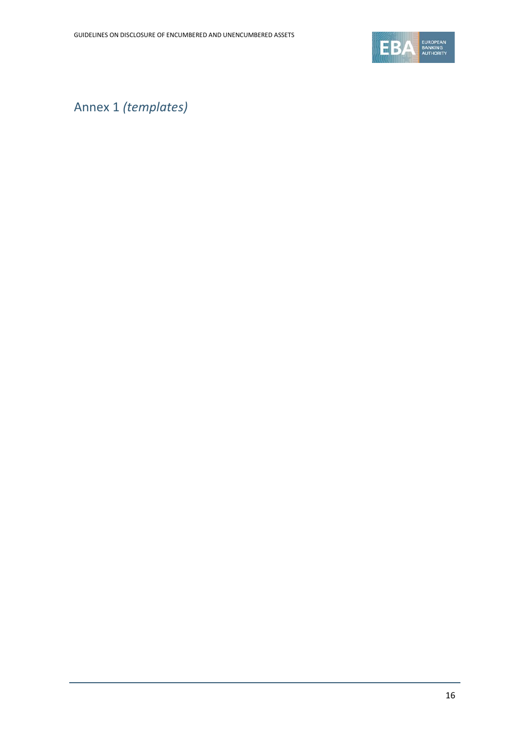# Annex 1 *(templates)*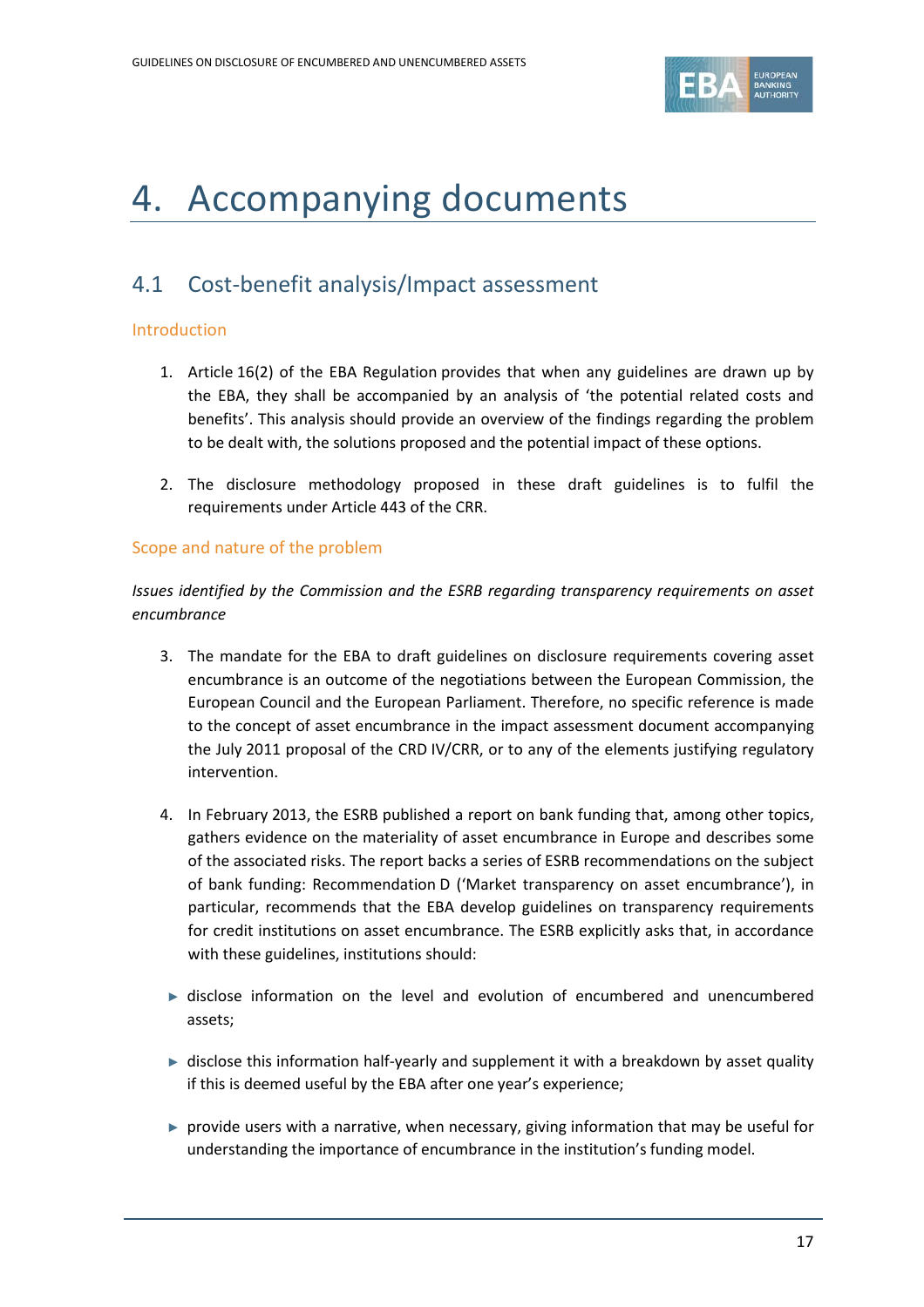# 4. Accompanying documents

## 4.1 Cost-benefit analysis/Impact assessment

### Introduction

1. Article 16(2) of the EBA Regulation provides that when any guidelines are drawn up by the EBA, they shall be accompanied by an analysis of 'the potential related costs and benefits'. This analysis should provide an overview of the findings regarding the problem to be dealt with, the solutions proposed and the potential impact of these options.

2. The disclosure methodology proposed in these draft guidelines is to fulfil the requirements under Article 443 of the CRR.

### Scope and nature of the problem

*Issues identified by the Commission and the ESRB regarding transparency requirements on asset encumbrance*

3. The mandate for the EBA to draft guidelines on disclosure requirements covering asset encumbrance is an outcome of the negotiations between the European Commission, the European Council and the European Parliament. Therefore, no specific reference is made to the concept of asset encumbrance in the impact assessment document accompanying the July 2011 proposal of the CRD IV/CRR, or to any of the elements justifying regulatory intervention.

4. In February 2013, the ESRB published a report on bank funding that, among other topics, gathers evidence on the materiality of asset encumbrance in Europe and describes some of the associated risks. The report backs a series of ESRB recommendations on the subject of bank funding: Recommendation D ('Market transparency on asset encumbrance'), in particular, recommends that the EBA develop guidelines on transparency requirements for credit institutions on asset encumbrance. The ESRB explicitly asks that, in accordance with these guidelines, institutions should:

- disclose information on the level and evolution of encumbered and unencumbered assets;
- disclose this information half-yearly and supplement it with a breakdown by asset quality if this is deemed useful by the EBA after one year's experience;
- provide users with a narrative, when necessary, giving information that may be useful for understanding the importance of encumbrance in the institution's funding model.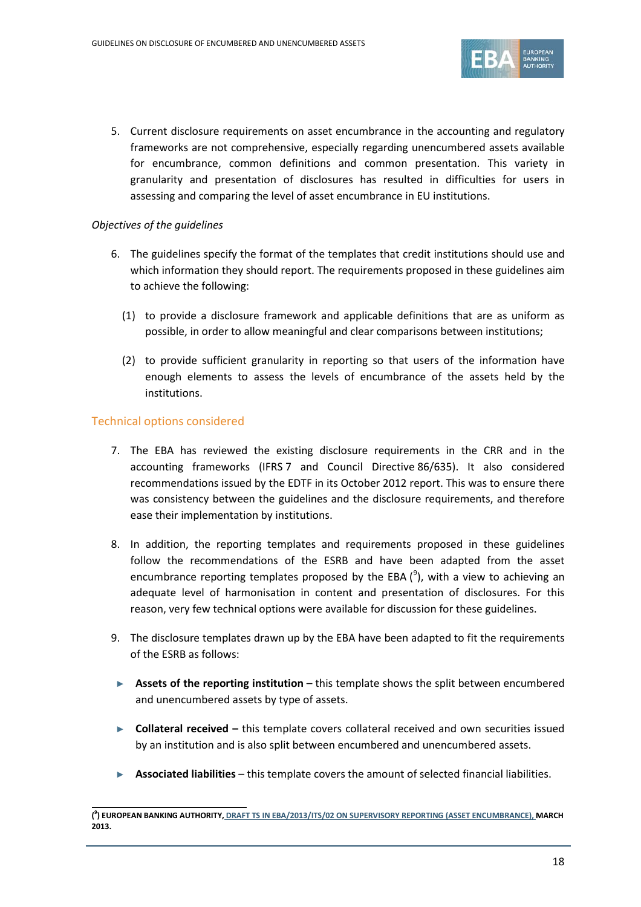5. Current disclosure requirements on asset encumbrance in the accounting and regulatory frameworks are not comprehensive, especially regarding unencumbered assets available for encumbrance, common definitions and common presentation. This variety in granularity and presentation of disclosures has resulted in difficulties for users in assessing and comparing the level of asset encumbrance in EU institutions.

*Objectives of the guidelines*

6. The guidelines specify the format of the templates that credit institutions should use and which information they should report. The requirements proposed in these guidelines aim to achieve the following:

   (1) to provide a disclosure framework and applicable definitions that are as uniform as possible, in order to allow meaningful and clear comparisons between institutions;

   (2) to provide sufficient granularity in reporting so that users of the information have enough elements to assess the levels of encumbrance of the assets held by the institutions.

## Technical options considered

7. The EBA has reviewed the existing disclosure requirements in the CRR and in the accounting frameworks (IFRS 7 and Council Directive 86/635). It also considered recommendations issued by the EDTF in its October 2012 report. This was to ensure there was consistency between the guidelines and the disclosure requirements, and therefore ease their implementation by institutions.

8. In addition, the reporting templates and requirements proposed in these guidelines follow the recommendations of the ESRB and have been adapted from the asset encumbrance reporting templates proposed by the EBA ([9]), with a view to achieving an adequate level of harmonisation in content and presentation of disclosures. For this reason, very few technical options were available for discussion for these guidelines.

9. The disclosure templates drawn up by the EBA have been adapted to fit the requirements of the ESRB as follows:

   - **Assets of the reporting institution** – this template shows the split between encumbered and unencumbered assets by type of assets.

   - **Collateral received –** this template covers collateral received and own securities issued by an institution and is also split between encumbered and unencumbered assets.

   - **Associated liabilities** – this template covers the amount of selected financial liabilities.

---

**([9]) EUROPEAN BANKING AUTHORITY, DRAFT TS IN EBA/2013/ITS/02 ON SUPERVISORY REPORTING (ASSET ENCUMBRANCE), MARCH 2013.**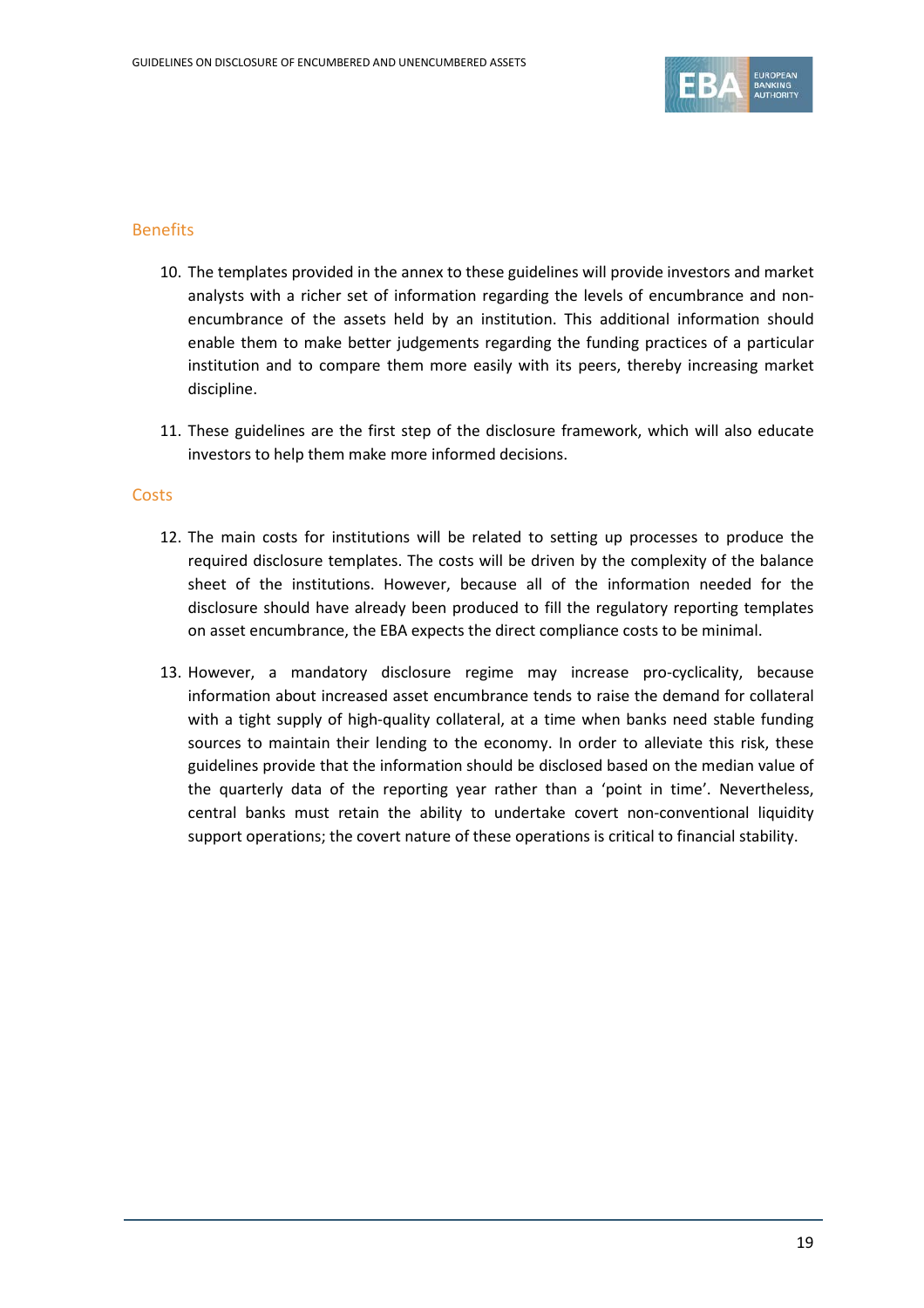## Benefits

10. The templates provided in the annex to these guidelines will provide investors and market analysts with a richer set of information regarding the levels of encumbrance and non-encumbrance of the assets held by an institution. This additional information should enable them to make better judgements regarding the funding practices of a particular institution and to compare them more easily with its peers, thereby increasing market discipline.

11. These guidelines are the first step of the disclosure framework, which will also educate investors to help them make more informed decisions.

## Costs

12. The main costs for institutions will be related to setting up processes to produce the required disclosure templates. The costs will be driven by the complexity of the balance sheet of the institutions. However, because all of the information needed for the disclosure should have already been produced to fill the regulatory reporting templates on asset encumbrance, the EBA expects the direct compliance costs to be minimal.

13. However, a mandatory disclosure regime may increase pro-cyclicality, because information about increased asset encumbrance tends to raise the demand for collateral with a tight supply of high-quality collateral, at a time when banks need stable funding sources to maintain their lending to the economy. In order to alleviate this risk, these guidelines provide that the information should be disclosed based on the median value of the quarterly data of the reporting year rather than a 'point in time'. Nevertheless, central banks must retain the ability to undertake covert non-conventional liquidity support operations; the covert nature of these operations is critical to financial stability.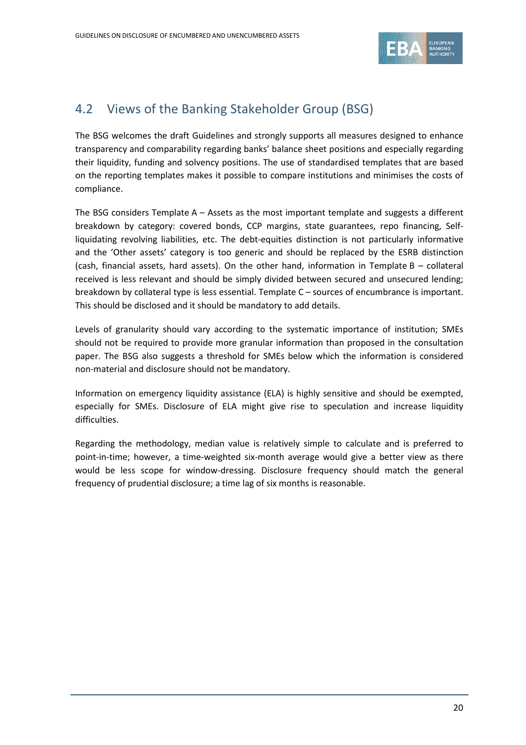## 4.2 Views of the Banking Stakeholder Group (BSG)

The BSG welcomes the draft Guidelines and strongly supports all measures designed to enhance transparency and comparability regarding banks' balance sheet positions and especially regarding their liquidity, funding and solvency positions. The use of standardised templates that are based on the reporting templates makes it possible to compare institutions and minimises the costs of compliance.

The BSG considers Template A – Assets as the most important template and suggests a different breakdown by category: covered bonds, CCP margins, state guarantees, repo financing, Self-liquidating revolving liabilities, etc. The debt-equities distinction is not particularly informative and the 'Other assets' category is too generic and should be replaced by the ESRB distinction (cash, financial assets, hard assets). On the other hand, information in Template B – collateral received is less relevant and should be simply divided between secured and unsecured lending; breakdown by collateral type is less essential. Template C – sources of encumbrance is important. This should be disclosed and it should be mandatory to add details.

Levels of granularity should vary according to the systematic importance of institution; SMEs should not be required to provide more granular information than proposed in the consultation paper. The BSG also suggests a threshold for SMEs below which the information is considered non-material and disclosure should not be mandatory.

Information on emergency liquidity assistance (ELA) is highly sensitive and should be exempted, especially for SMEs. Disclosure of ELA might give rise to speculation and increase liquidity difficulties.

Regarding the methodology, median value is relatively simple to calculate and is preferred to point-in-time; however, a time-weighted six-month average would give a better view as there would be less scope for window-dressing. Disclosure frequency should match the general frequency of prudential disclosure; a time lag of six months is reasonable.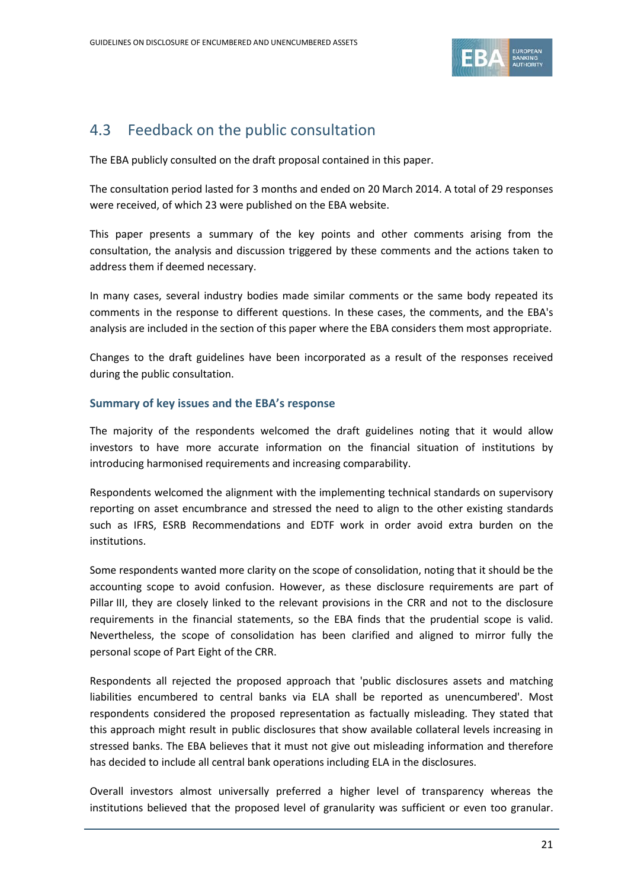## 4.3 Feedback on the public consultation

The EBA publicly consulted on the draft proposal contained in this paper.

The consultation period lasted for 3 months and ended on 20 March 2014. A total of 29 responses were received, of which 23 were published on the EBA website.

This paper presents a summary of the key points and other comments arising from the consultation, the analysis and discussion triggered by these comments and the actions taken to address them if deemed necessary.

In many cases, several industry bodies made similar comments or the same body repeated its comments in the response to different questions. In these cases, the comments, and the EBA's analysis are included in the section of this paper where the EBA considers them most appropriate.

Changes to the draft guidelines have been incorporated as a result of the responses received during the public consultation.

### Summary of key issues and the EBA's response

The majority of the respondents welcomed the draft guidelines noting that it would allow investors to have more accurate information on the financial situation of institutions by introducing harmonised requirements and increasing comparability.

Respondents welcomed the alignment with the implementing technical standards on supervisory reporting on asset encumbrance and stressed the need to align to the other existing standards such as IFRS, ESRB Recommendations and EDTF work in order avoid extra burden on the institutions.

Some respondents wanted more clarity on the scope of consolidation, noting that it should be the accounting scope to avoid confusion. However, as these disclosure requirements are part of Pillar III, they are closely linked to the relevant provisions in the CRR and not to the disclosure requirements in the financial statements, so the EBA finds that the prudential scope is valid. Nevertheless, the scope of consolidation has been clarified and aligned to mirror fully the personal scope of Part Eight of the CRR.

Respondents all rejected the proposed approach that 'public disclosures assets and matching liabilities encumbered to central banks via ELA shall be reported as unencumbered'. Most respondents considered the proposed representation as factually misleading. They stated that this approach might result in public disclosures that show available collateral levels increasing in stressed banks. The EBA believes that it must not give out misleading information and therefore has decided to include all central bank operations including ELA in the disclosures.

Overall investors almost universally preferred a higher level of transparency whereas the institutions believed that the proposed level of granularity was sufficient or even too granular.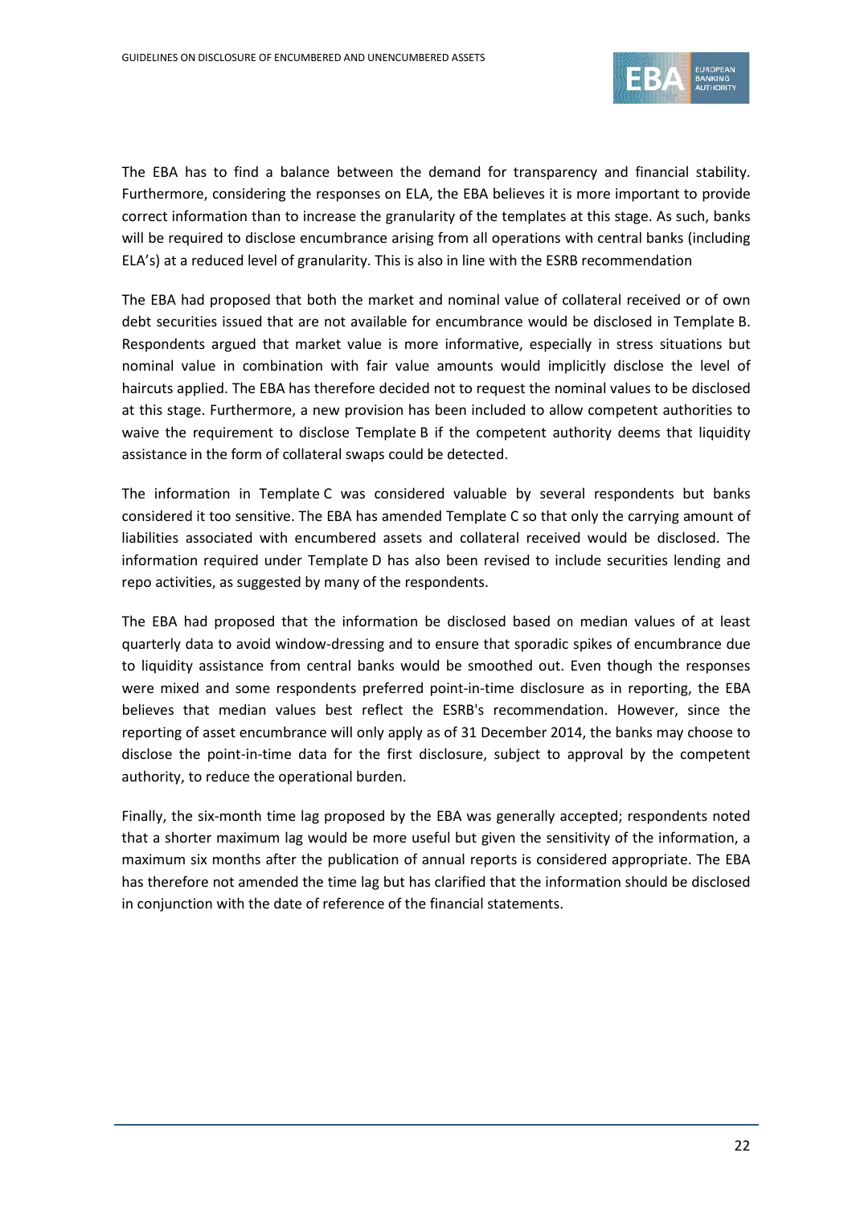The EBA has to find a balance between the demand for transparency and financial stability. Furthermore, considering the responses on ELA, the EBA believes it is more important to provide correct information than to increase the granularity of the templates at this stage. As such, banks will be required to disclose encumbrance arising from all operations with central banks (including ELA's) at a reduced level of granularity. This is also in line with the ESRB recommendation

The EBA had proposed that both the market and nominal value of collateral received or of own debt securities issued that are not available for encumbrance would be disclosed in Template B. Respondents argued that market value is more informative, especially in stress situations but nominal value in combination with fair value amounts would implicitly disclose the level of haircuts applied. The EBA has therefore decided not to request the nominal values to be disclosed at this stage. Furthermore, a new provision has been included to allow competent authorities to waive the requirement to disclose Template B if the competent authority deems that liquidity assistance in the form of collateral swaps could be detected.

The information in Template C was considered valuable by several respondents but banks considered it too sensitive. The EBA has amended Template C so that only the carrying amount of liabilities associated with encumbered assets and collateral received would be disclosed. The information required under Template D has also been revised to include securities lending and repo activities, as suggested by many of the respondents.

The EBA had proposed that the information be disclosed based on median values of at least quarterly data to avoid window-dressing and to ensure that sporadic spikes of encumbrance due to liquidity assistance from central banks would be smoothed out. Even though the responses were mixed and some respondents preferred point-in-time disclosure as in reporting, the EBA believes that median values best reflect the ESRB's recommendation. However, since the reporting of asset encumbrance will only apply as of 31 December 2014, the banks may choose to disclose the point-in-time data for the first disclosure, subject to approval by the competent authority, to reduce the operational burden.

Finally, the six-month time lag proposed by the EBA was generally accepted; respondents noted that a shorter maximum lag would be more useful but given the sensitivity of the information, a maximum six months after the publication of annual reports is considered appropriate. The EBA has therefore not amended the time lag but has clarified that the information should be disclosed in conjunction with the date of reference of the financial statements.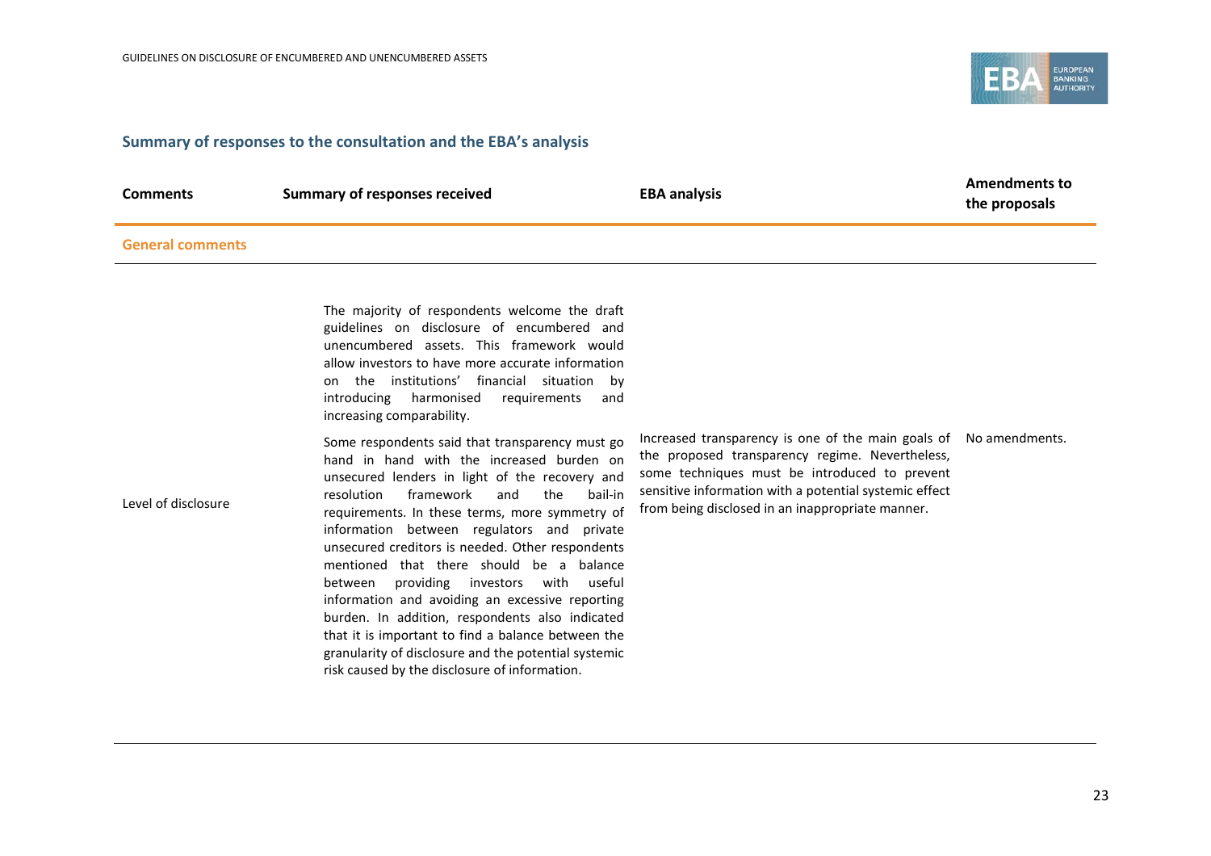## Summary of responses to the consultation and the EBA's analysis

| Comments | Summary of responses received | EBA analysis | Amendments to the proposals |
|---|---|---|---|
| **General comments** | | | |
| Level of disclosure | The majority of respondents welcome the draft guidelines on disclosure of encumbered and unencumbered assets. This framework would allow investors to have more accurate information on the institutions' financial situation by introducing harmonised requirements and increasing comparability.<br><br>Some respondents said that transparency must go hand in hand with the increased burden on unsecured lenders in light of the recovery and resolution framework and the bail-in requirements. In these terms, more symmetry of information between regulators and private unsecured creditors is needed. Other respondents mentioned that there should be a balance between providing investors with useful information and avoiding an excessive reporting burden. In addition, respondents also indicated that it is important to find a balance between the granularity of disclosure and the potential systemic risk caused by the disclosure of information. | Increased transparency is one of the main goals of the proposed transparency regime. Nevertheless, some techniques must be introduced to prevent sensitive information with a potential systemic effect from being disclosed in an inappropriate manner. | No amendments. |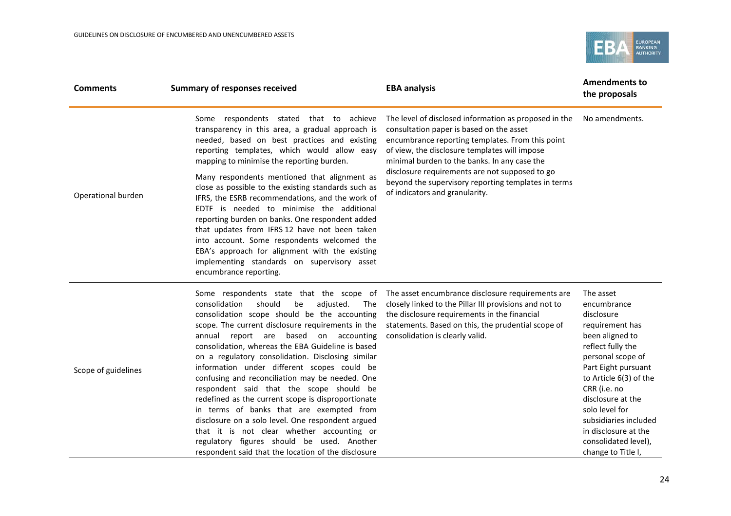| Comments | Summary of responses received | EBA analysis | Amendments to the proposals |
|---|---|---|---|
| Operational burden | Some respondents stated that to achieve transparency in this area, a gradual approach is needed, based on best practices and existing reporting templates, which would allow easy mapping to minimise the reporting burden.<br><br>Many respondents mentioned that alignment as close as possible to the existing standards such as IFRS, the ESRB recommendations, and the work of EDTF is needed to minimise the additional reporting burden on banks. One respondent added that updates from IFRS 12 have not been taken into account. Some respondents welcomed the EBA's approach for alignment with the existing implementing standards on supervisory asset encumbrance reporting. | The level of disclosed information as proposed in the consultation paper is based on the asset encumbrance reporting templates. From this point of view, the disclosure templates will impose minimal burden to the banks. In any case the disclosure requirements are not supposed to go beyond the supervisory reporting templates in terms of indicators and granularity. | No amendments. |
| Scope of guidelines | Some respondents state that the scope of consolidation should be adjusted. The consolidation scope should be the accounting scope. The current disclosure requirements in the annual report are based on accounting consolidation, whereas the EBA Guideline is based on a regulatory consolidation. Disclosing similar information under different scopes could be confusing and reconciliation may be needed. One respondent said that the scope should be redefined as the current scope is disproportionate in terms of banks that are exempted from disclosure on a solo level. One respondent argued that it is not clear whether accounting or regulatory figures should be used. Another respondent said that the location of the disclosure | The asset encumbrance disclosure requirements are closely linked to the Pillar III provisions and not to the disclosure requirements in the financial statements. Based on this, the prudential scope of consolidation is clearly valid. | The asset encumbrance disclosure requirement has been aligned to reflect fully the personal scope of Part Eight pursuant to Article 6(3) of the CRR (i.e. no disclosure at the solo level for subsidiaries included in disclosure at the consolidated level), change to Title I, |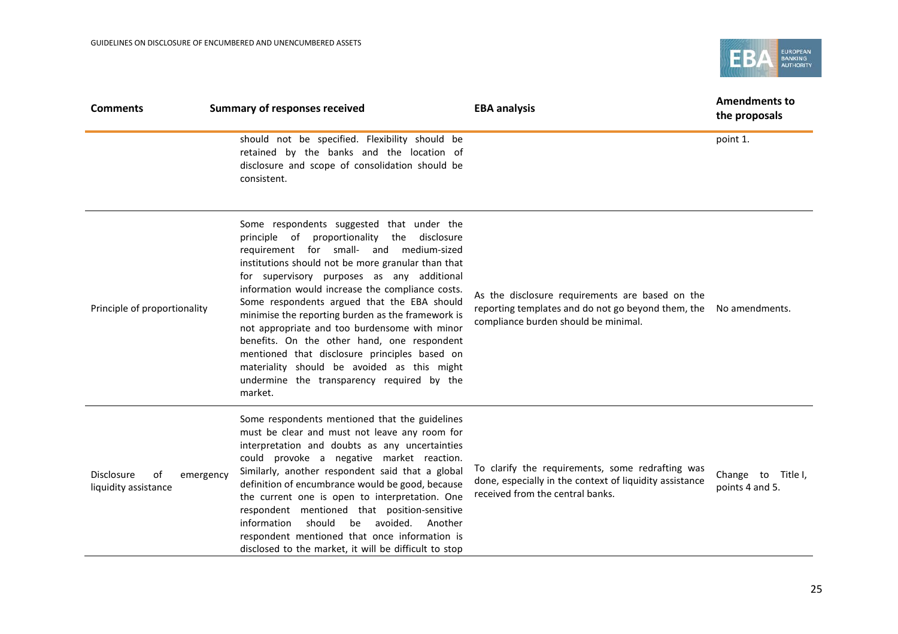| Comments | Summary of responses received | EBA analysis | Amendments to the proposals |
|---|---|---|---|
| | should not be specified. Flexibility should be retained by the banks and the location of disclosure and scope of consolidation should be consistent. | | point 1. |
| Principle of proportionality | Some respondents suggested that under the principle of proportionality the disclosure requirement for small- and medium-sized institutions should not be more granular than that for supervisory purposes as any additional information would increase the compliance costs. Some respondents argued that the EBA should minimise the reporting burden as the framework is not appropriate and too burdensome with minor benefits. On the other hand, one respondent mentioned that disclosure principles based on materiality should be avoided as this might undermine the transparency required by the market. | As the disclosure requirements are based on the reporting templates and do not go beyond them, the compliance burden should be minimal. | No amendments. |
| Disclosure of emergency liquidity assistance | Some respondents mentioned that the guidelines must be clear and must not leave any room for interpretation and doubts as any uncertainties could provoke a negative market reaction. Similarly, another respondent said that a global definition of encumbrance would be good, because the current one is open to interpretation. One respondent mentioned that position-sensitive information should be avoided. Another respondent mentioned that once information is disclosed to the market, it will be difficult to stop | To clarify the requirements, some redrafting was done, especially in the context of liquidity assistance received from the central banks. | Change to Title I, points 4 and 5. |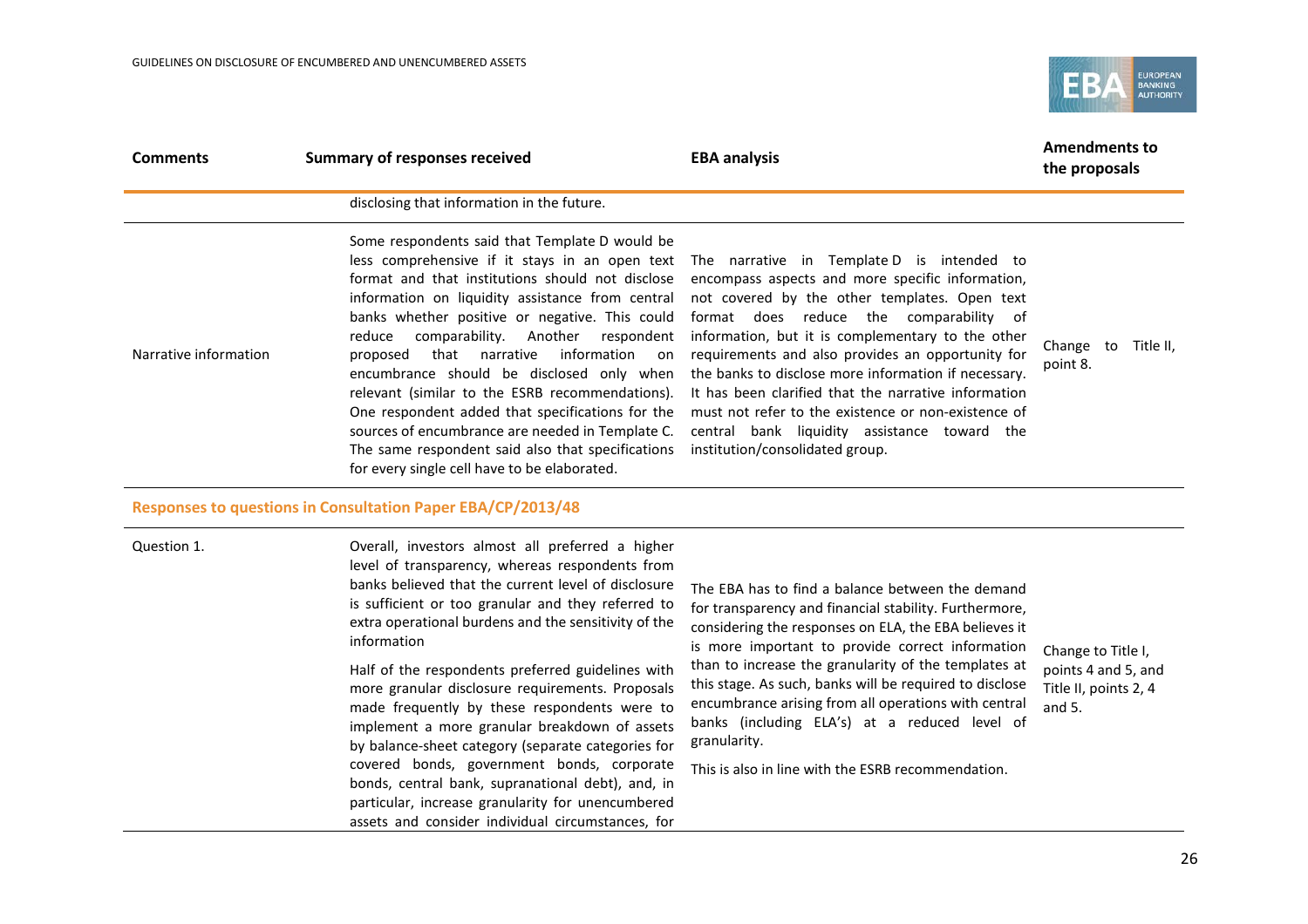| Comments | Summary of responses received | EBA analysis | Amendments to the proposals |
|---|---|---|---|
| | disclosing that information in the future. | | |
| Narrative information | Some respondents said that Template D would be less comprehensive if it stays in an open text format and that institutions should not disclose information on liquidity assistance from central banks whether positive or negative. This could reduce comparability. Another respondent proposed that narrative information on encumbrance should be disclosed only when relevant (similar to the ESRB recommendations). One respondent added that specifications for the sources of encumbrance are needed in Template C. The same respondent said also that specifications for every single cell have to be elaborated. | The narrative in Template D is intended to encompass aspects and more specific information, not covered by the other templates. Open text format does reduce the comparability of information, but it is complementary to the other requirements and also provides an opportunity for the banks to disclose more information if necessary. It has been clarified that the narrative information must not refer to the existence or non-existence of central bank liquidity assistance toward the institution/consolidated group. | Change to Title II, point 8. |

**Responses to questions in Consultation Paper EBA/CP/2013/48**

| Comments | Summary of responses received | EBA analysis | Amendments to the proposals |
|---|---|---|---|
| Question 1. | Overall, investors almost all preferred a higher level of transparency, whereas respondents from banks believed that the current level of disclosure is sufficient or too granular and they referred to extra operational burdens and the sensitivity of the information<br><br>Half of the respondents preferred guidelines with more granular disclosure requirements. Proposals made frequently by these respondents were to implement a more granular breakdown of assets by balance-sheet category (separate categories for covered bonds, government bonds, corporate bonds, central bank, supranational debt), and, in particular, increase granularity for unencumbered assets and consider individual circumstances, for | The EBA has to find a balance between the demand for transparency and financial stability. Furthermore, considering the responses on ELA, the EBA believes it is more important to provide correct information than to increase the granularity of the templates at this stage. As such, banks will be required to disclose encumbrance arising from all operations with central banks (including ELA's) at a reduced level of granularity.<br><br>This is also in line with the ESRB recommendation. | Change to Title I, points 4 and 5, and Title II, points 2, 4 and 5. |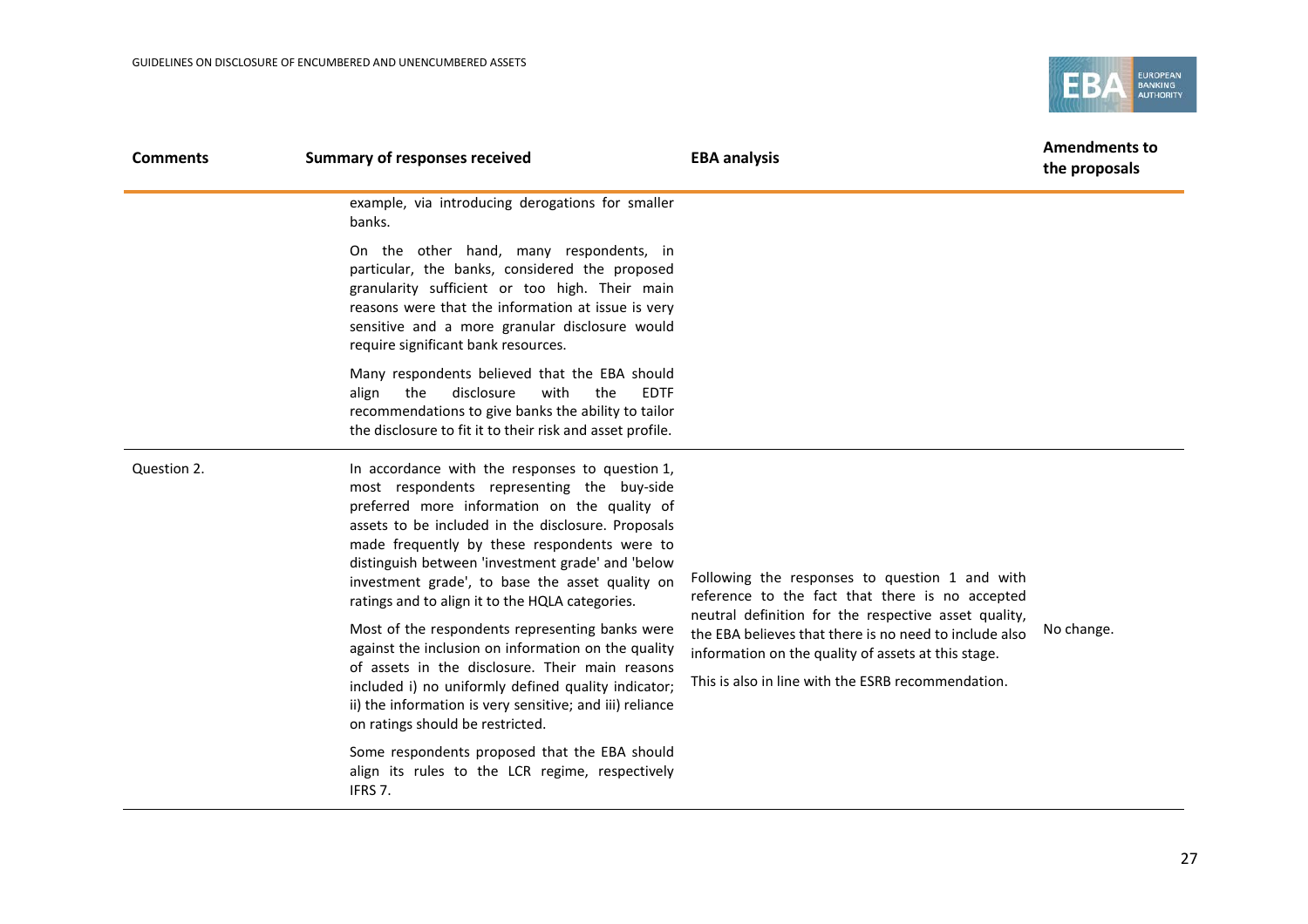| Comments | Summary of responses received | EBA analysis | Amendments to the proposals |
|---|---|---|---|
| | example, via introducing derogations for smaller banks.<br><br>On the other hand, many respondents, in particular, the banks, considered the proposed granularity sufficient or too high. Their main reasons were that the information at issue is very sensitive and a more granular disclosure would require significant bank resources.<br><br>Many respondents believed that the EBA should align the disclosure with the EDTF recommendations to give banks the ability to tailor the disclosure to fit it to their risk and asset profile. | | |
| Question 2. | In accordance with the responses to question 1, most respondents representing the buy-side preferred more information on the quality of assets to be included in the disclosure. Proposals made frequently by these respondents were to distinguish between 'investment grade' and 'below investment grade', to base the asset quality on ratings and to align it to the HQLA categories.<br><br>Most of the respondents representing banks were against the inclusion on information on the quality of assets in the disclosure. Their main reasons included i) no uniformly defined quality indicator; ii) the information is very sensitive; and iii) reliance on ratings should be restricted.<br><br>Some respondents proposed that the EBA should align its rules to the LCR regime, respectively IFRS 7. | Following the responses to question 1 and with reference to the fact that there is no accepted neutral definition for the respective asset quality, the EBA believes that there is no need to include also information on the quality of assets at this stage.<br><br>This is also in line with the ESRB recommendation. | No change. |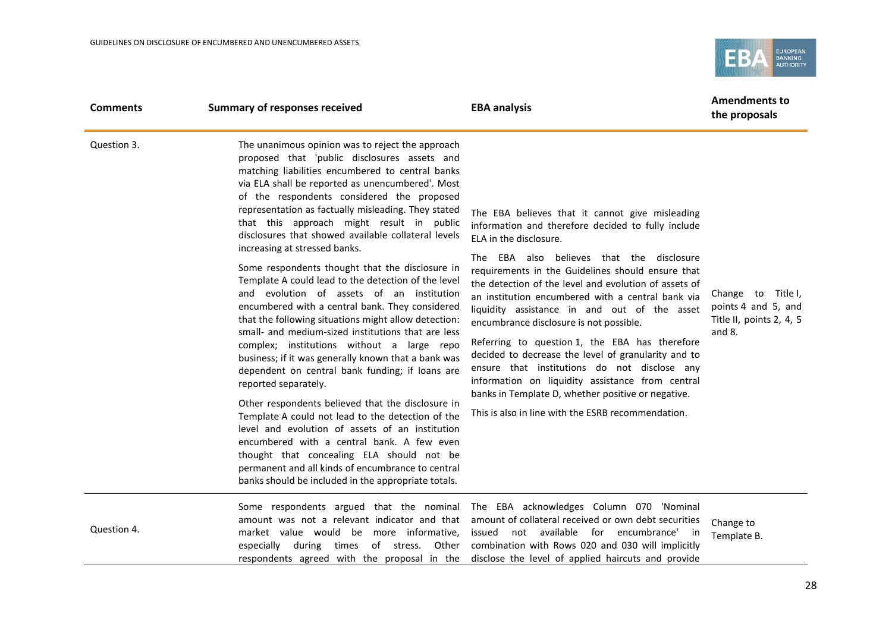| Comments | Summary of responses received | EBA analysis | Amendments to the proposals |
|---|---|---|---|
| Question 3. | The unanimous opinion was to reject the approach proposed that 'public disclosures assets and matching liabilities encumbered to central banks via ELA shall be reported as unencumbered'. Most of the respondents considered the proposed representation as factually misleading. They stated that this approach might result in public disclosures that showed available collateral levels increasing at stressed banks.<br><br>Some respondents thought that the disclosure in Template A could lead to the detection of the level and evolution of assets of an institution encumbered with a central bank. They considered that the following situations might allow detection: small- and medium-sized institutions that are less complex; institutions without a large repo business; if it was generally known that a bank was dependent on central bank funding; if loans are reported separately.<br><br>Other respondents believed that the disclosure in Template A could not lead to the detection of the level and evolution of assets of an institution encumbered with a central bank. A few even thought that concealing ELA should not be permanent and all kinds of encumbrance to central banks should be included in the appropriate totals. | The EBA believes that it cannot give misleading information and therefore decided to fully include ELA in the disclosure.<br><br>The EBA also believes that the disclosure requirements in the Guidelines should ensure that the detection of the level and evolution of assets of an institution encumbered with a central bank via liquidity assistance in and out of the asset encumbrance disclosure is not possible.<br><br>Referring to question 1, the EBA has therefore decided to decrease the level of granularity and to ensure that institutions do not disclose any information on liquidity assistance from central banks in Template D, whether positive or negative.<br><br>This is also in line with the ESRB recommendation. | Change to Title I, points 4 and 5, and Title II, points 2, 4, 5 and 8. |
| Question 4. | Some respondents argued that the nominal amount was not a relevant indicator and that market value would be more informative, especially during times of stress. Other respondents agreed with the proposal in the | The EBA acknowledges Column 070 'Nominal amount of collateral received or own debt securities issued not available for encumbrance' in combination with Rows 020 and 030 will implicitly disclose the level of applied haircuts and provide | Change to Template B. |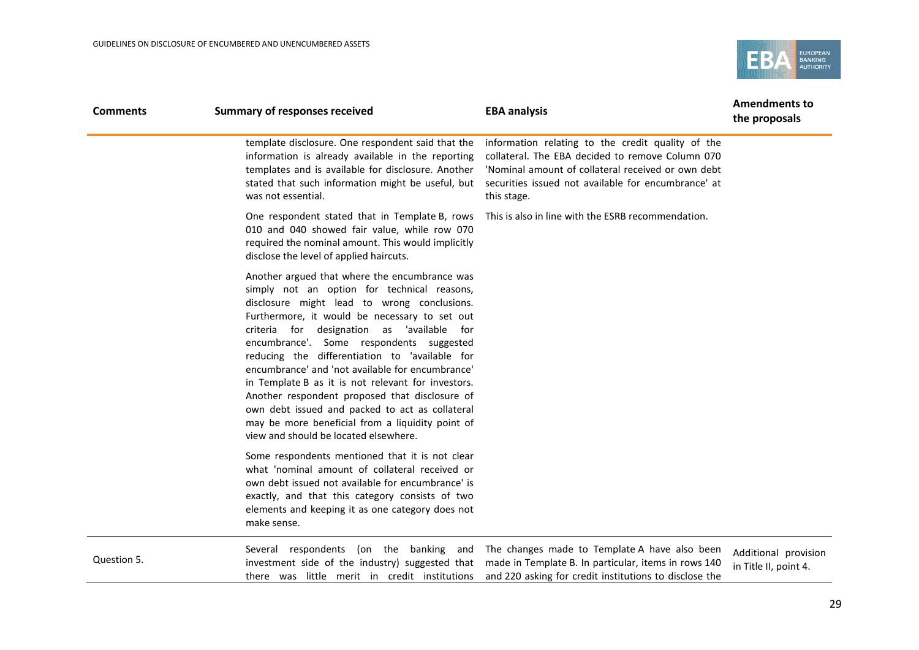| Comments | Summary of responses received | EBA analysis | Amendments to the proposals |
|---|---|---|---|
| | template disclosure. One respondent said that the information is already available in the reporting templates and is available for disclosure. Another stated that such information might be useful, but was not essential. | information relating to the credit quality of the collateral. The EBA decided to remove Column 070 'Nominal amount of collateral received or own debt securities issued not available for encumbrance' at this stage. | |
| | One respondent stated that in Template B, rows 010 and 040 showed fair value, while row 070 required the nominal amount. This would implicitly disclose the level of applied haircuts. | This is also in line with the ESRB recommendation. | |
| | Another argued that where the encumbrance was simply not an option for technical reasons, disclosure might lead to wrong conclusions. Furthermore, it would be necessary to set out criteria for designation as 'available for encumbrance'. Some respondents suggested reducing the differentiation to 'available for encumbrance' and 'not available for encumbrance' in Template B as it is not relevant for investors. Another respondent proposed that disclosure of own debt issued and packed to act as collateral may be more beneficial from a liquidity point of view and should be located elsewhere. | | |
| | Some respondents mentioned that it is not clear what 'nominal amount of collateral received or own debt issued not available for encumbrance' is exactly, and that this category consists of two elements and keeping it as one category does not make sense. | | |
| Question 5. | Several respondents (on the banking and investment side of the industry) suggested that there was little merit in credit institutions | The changes made to Template A have also been made in Template B. In particular, items in rows 140 and 220 asking for credit institutions to disclose the | Additional provision in Title II, point 4. |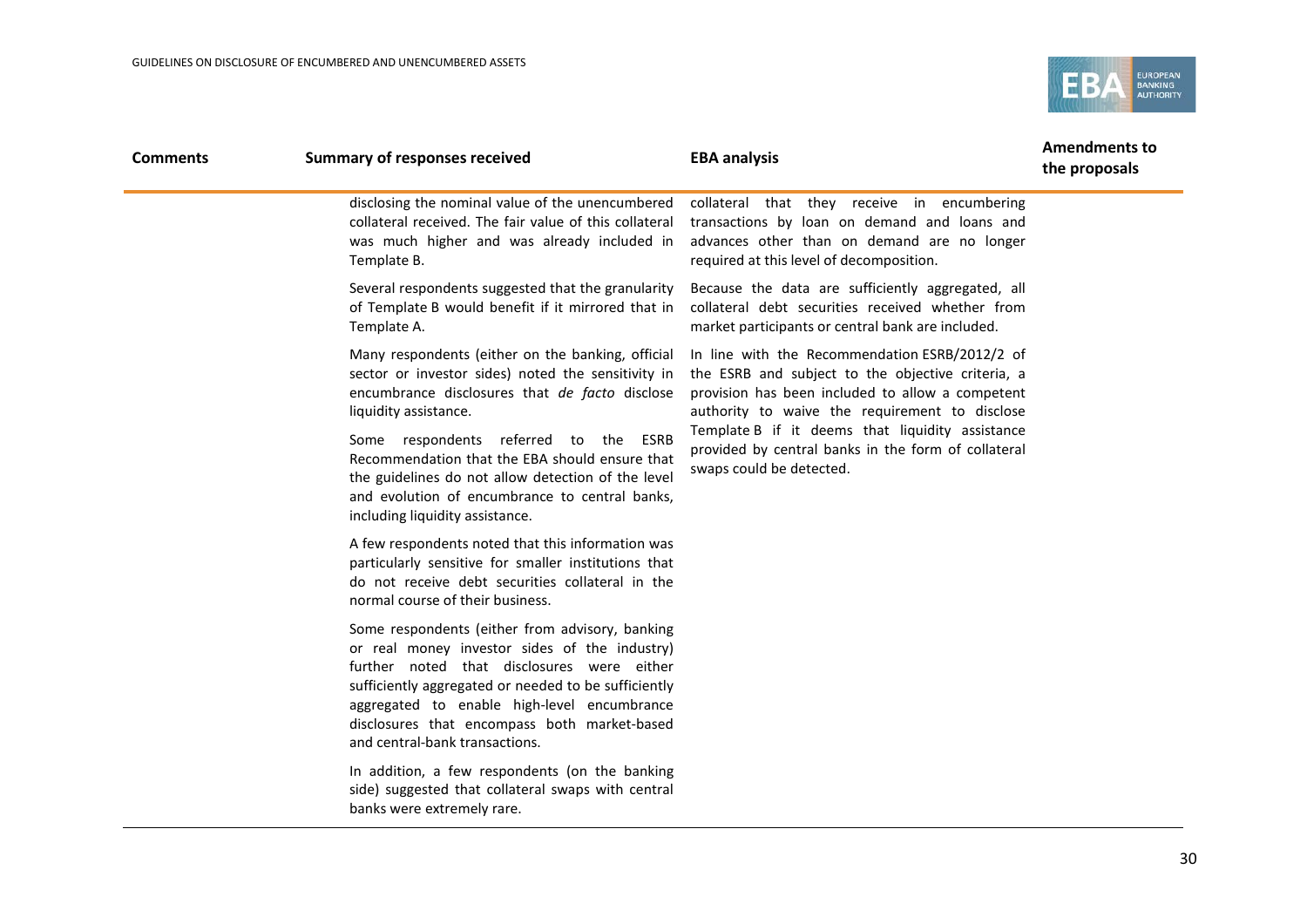| Comments | Summary of responses received | EBA analysis | Amendments to the proposals |
|---|---|---|---|
| | disclosing the nominal value of the unencumbered collateral received. The fair value of this collateral was much higher and was already included in Template B. | collateral that they receive in encumbering transactions by loan on demand and loans and advances other than on demand are no longer required at this level of decomposition. | |
| | Several respondents suggested that the granularity of Template B would benefit if it mirrored that in Template A. | Because the data are sufficiently aggregated, all collateral debt securities received whether from market participants or central bank are included. | |
| | Many respondents (either on the banking, official sector or investor sides) noted the sensitivity in encumbrance disclosures that *de facto* disclose liquidity assistance.<br><br>Some respondents referred to the ESRB Recommendation that the EBA should ensure that the guidelines do not allow detection of the level and evolution of encumbrance to central banks, including liquidity assistance.<br><br>A few respondents noted that this information was particularly sensitive for smaller institutions that do not receive debt securities collateral in the normal course of their business.<br><br>Some respondents (either from advisory, banking or real money investor sides of the industry) further noted that disclosures were either sufficiently aggregated or needed to be sufficiently aggregated to enable high-level encumbrance disclosures that encompass both market-based and central-bank transactions.<br><br>In addition, a few respondents (on the banking side) suggested that collateral swaps with central banks were extremely rare. | In line with the Recommendation ESRB/2012/2 of the ESRB and subject to the objective criteria, a provision has been included to allow a competent authority to waive the requirement to disclose Template B if it deems that liquidity assistance provided by central banks in the form of collateral swaps could be detected. | |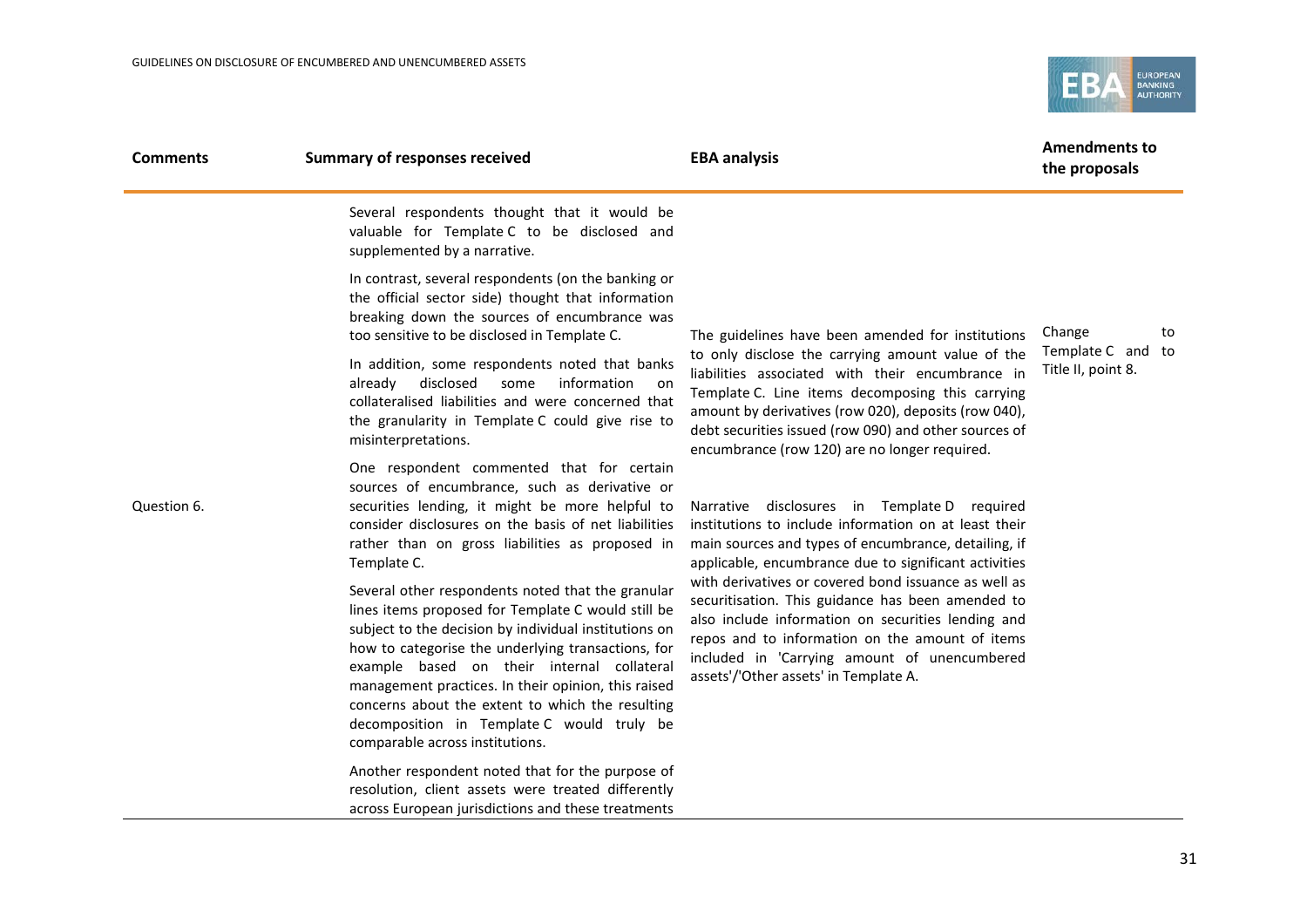| Comments | Summary of responses received | EBA analysis | Amendments to the proposals |
|---|---|---|---|
| Question 6. | Several respondents thought that it would be valuable for Template C to be disclosed and supplemented by a narrative.<br><br>In contrast, several respondents (on the banking or the official sector side) thought that information breaking down the sources of encumbrance was too sensitive to be disclosed in Template C.<br><br>In addition, some respondents noted that banks already disclosed some information on collateralised liabilities and were concerned that the granularity in Template C could give rise to misinterpretations.<br><br>One respondent commented that for certain sources of encumbrance, such as derivative or securities lending, it might be more helpful to consider disclosures on the basis of net liabilities rather than on gross liabilities as proposed in Template C.<br><br>Several other respondents noted that the granular lines items proposed for Template C would still be subject to the decision by individual institutions on how to categorise the underlying transactions, for example based on their internal collateral management practices. In their opinion, this raised concerns about the extent to which the resulting decomposition in Template C would truly be comparable across institutions.<br><br>Another respondent noted that for the purpose of resolution, client assets were treated differently across European jurisdictions and these treatments | The guidelines have been amended for institutions to only disclose the carrying amount value of the liabilities associated with their encumbrance in Template C. Line items decomposing this carrying amount by derivatives (row 020), deposits (row 040), debt securities issued (row 090) and other sources of encumbrance (row 120) are no longer required.<br><br>Narrative disclosures in Template D required institutions to include information on at least their main sources and types of encumbrance, detailing, if applicable, encumbrance due to significant activities with derivatives or covered bond issuance as well as securitisation. This guidance has been amended to also include information on securities lending and repos and to information on the amount of items included in 'Carrying amount of unencumbered assets'/'Other assets' in Template A. | Change to Template C and to Title II, point 8. |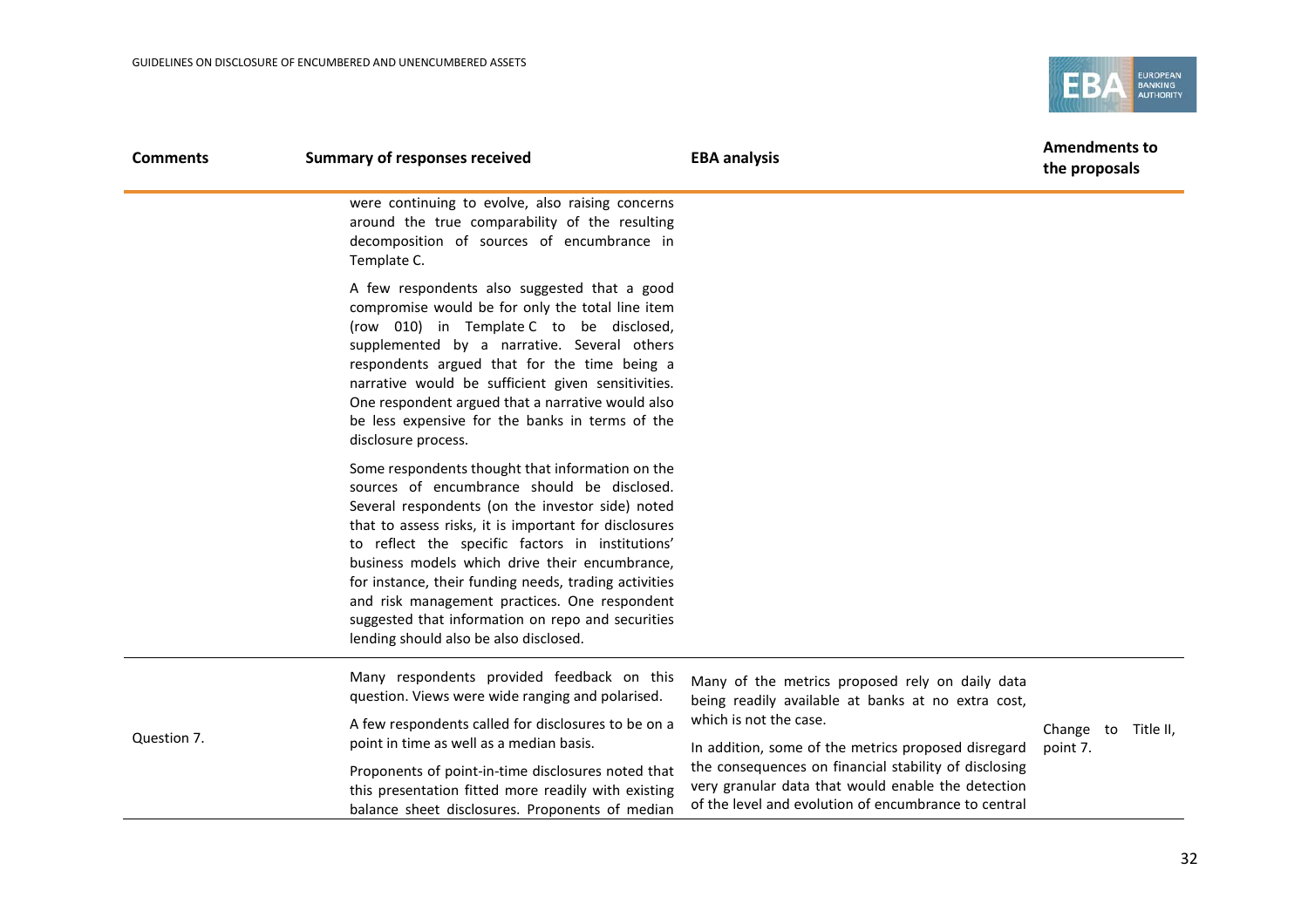| Comments | Summary of responses received | EBA analysis | Amendments to the proposals |
|---|---|---|---|
| | were continuing to evolve, also raising concerns around the true comparability of the resulting decomposition of sources of encumbrance in Template C.<br><br>A few respondents also suggested that a good compromise would be for only the total line item (row 010) in Template C to be disclosed, supplemented by a narrative. Several others respondents argued that for the time being a narrative would be sufficient given sensitivities. One respondent argued that a narrative would also be less expensive for the banks in terms of the disclosure process.<br><br>Some respondents thought that information on the sources of encumbrance should be disclosed. Several respondents (on the investor side) noted that to assess risks, it is important for disclosures to reflect the specific factors in institutions' business models which drive their encumbrance, for instance, their funding needs, trading activities and risk management practices. One respondent suggested that information on repo and securities lending should also be also disclosed. | | |
| Question 7. | Many respondents provided feedback on this question. Views were wide ranging and polarised.<br><br>A few respondents called for disclosures to be on a point in time as well as a median basis.<br><br>Proponents of point-in-time disclosures noted that this presentation fitted more readily with existing balance sheet disclosures. Proponents of median | Many of the metrics proposed rely on daily data being readily available at banks at no extra cost, which is not the case.<br><br>In addition, some of the metrics proposed disregard the consequences on financial stability of disclosing very granular data that would enable the detection of the level and evolution of encumbrance to central | Change to Title II, point 7. |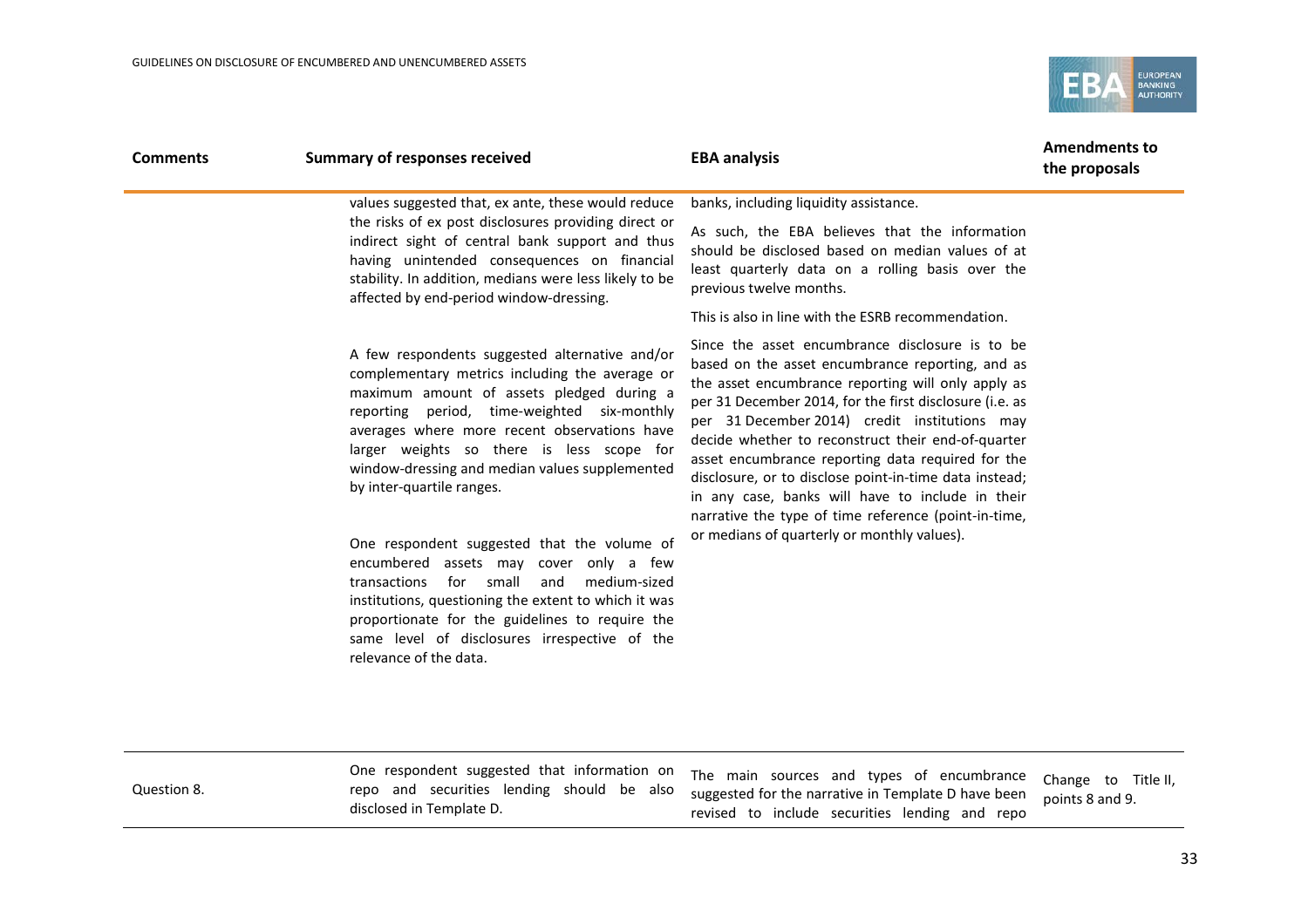| Comments | Summary of responses received | EBA analysis | Amendments to the proposals |
|---|---|---|---|
| | values suggested that, ex ante, these would reduce the risks of ex post disclosures providing direct or indirect sight of central bank support and thus having unintended consequences on financial stability. In addition, medians were less likely to be affected by end-period window-dressing.<br><br>A few respondents suggested alternative and/or complementary metrics including the average or maximum amount of assets pledged during a reporting period, time-weighted six-monthly averages where more recent observations have larger weights so there is less scope for window-dressing and median values supplemented by inter-quartile ranges.<br><br>One respondent suggested that the volume of encumbered assets may cover only a few transactions for small and medium-sized institutions, questioning the extent to which it was proportionate for the guidelines to require the same level of disclosures irrespective of the relevance of the data. | banks, including liquidity assistance.<br><br>As such, the EBA believes that the information should be disclosed based on median values of at least quarterly data on a rolling basis over the previous twelve months.<br><br>This is also in line with the ESRB recommendation.<br><br>Since the asset encumbrance disclosure is to be based on the asset encumbrance reporting, and as the asset encumbrance reporting will only apply as per 31 December 2014, for the first disclosure (i.e. as per 31 December 2014) credit institutions may decide whether to reconstruct their end-of-quarter asset encumbrance reporting data required for the disclosure, or to disclose point-in-time data instead; in any case, banks will have to include in their narrative the type of time reference (point-in-time, or medians of quarterly or monthly values). | |
| Question 8. | One respondent suggested that information on repo and securities lending should be also disclosed in Template D. | The main sources and types of encumbrance suggested for the narrative in Template D have been revised to include securities lending and repo | Change to Title II, points 8 and 9. |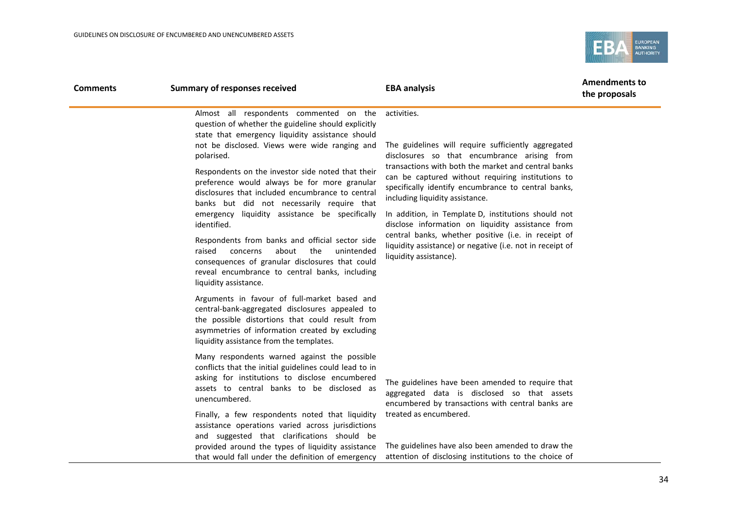| Comments | Summary of responses received | EBA analysis | Amendments to the proposals |
|---|---|---|---|
| | Almost all respondents commented on the question of whether the guideline should explicitly state that emergency liquidity assistance should not be disclosed. Views were wide ranging and polarised.<br><br>Respondents on the investor side noted that their preference would always be for more granular disclosures that included encumbrance to central banks but did not necessarily require that emergency liquidity assistance be specifically identified.<br><br>Respondents from banks and official sector side raised concerns about the unintended consequences of granular disclosures that could reveal encumbrance to central banks, including liquidity assistance.<br><br>Arguments in favour of full-market based and central-bank-aggregated disclosures appealed to the possible distortions that could result from asymmetries of information created by excluding liquidity assistance from the templates.<br><br>Many respondents warned against the possible conflicts that the initial guidelines could lead to in asking for institutions to disclose encumbered assets to central banks to be disclosed as unencumbered.<br><br>Finally, a few respondents noted that liquidity assistance operations varied across jurisdictions and suggested that clarifications should be provided around the types of liquidity assistance that would fall under the definition of emergency | activities.<br><br>The guidelines will require sufficiently aggregated disclosures so that encumbrance arising from transactions with both the market and central banks can be captured without requiring institutions to specifically identify encumbrance to central banks, including liquidity assistance.<br><br>In addition, in Template D, institutions should not disclose information on liquidity assistance from central banks, whether positive (i.e. in receipt of liquidity assistance) or negative (i.e. not in receipt of liquidity assistance).<br><br>The guidelines have been amended to require that aggregated data is disclosed so that assets encumbered by transactions with central banks are treated as encumbered.<br><br>The guidelines have also been amended to draw the attention of disclosing institutions to the choice of | |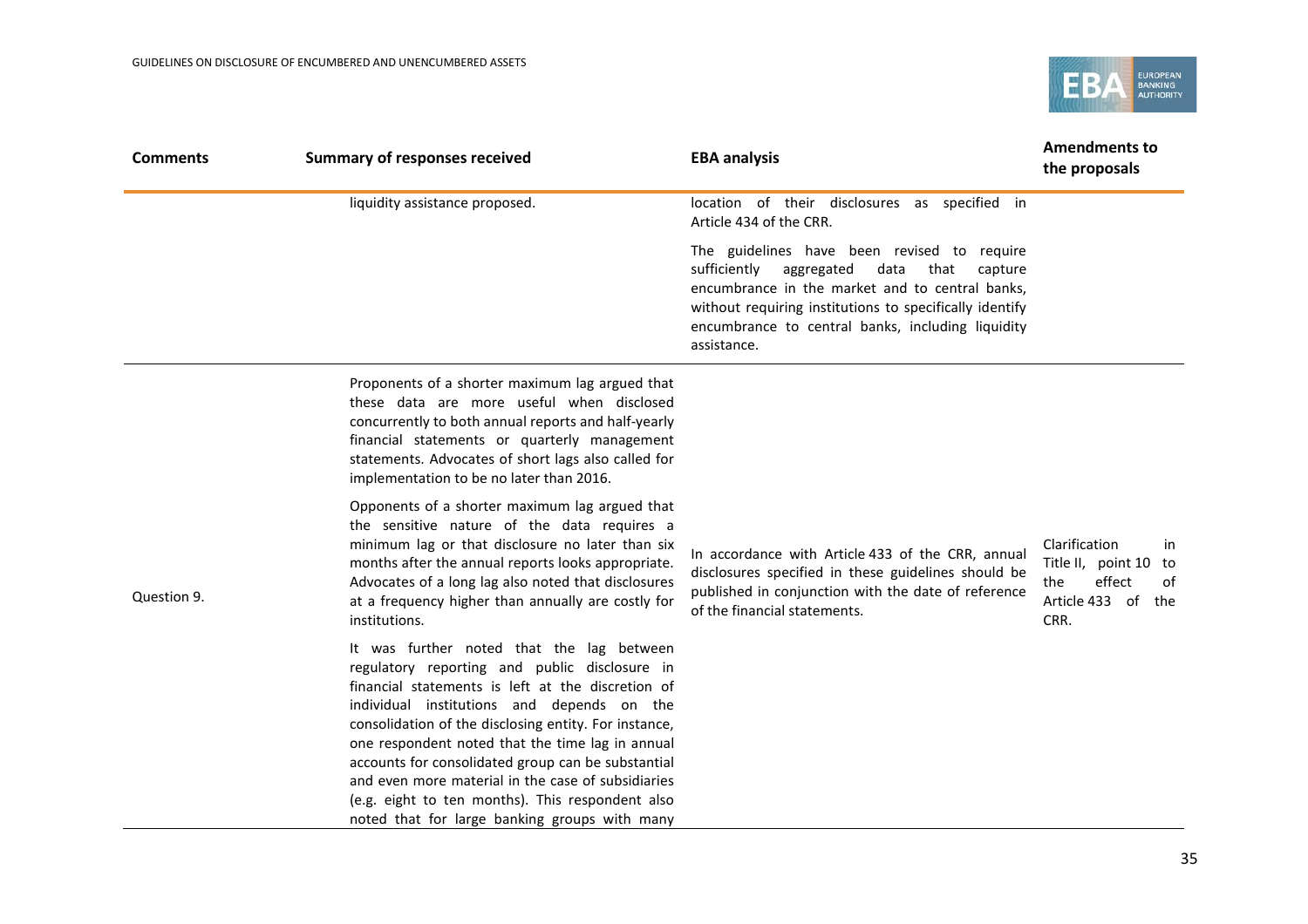| Comments | Summary of responses received | EBA analysis | Amendments to the proposals |
|---|---|---|---|
| | liquidity assistance proposed. | location of their disclosures as specified in Article 434 of the CRR.<br><br>The guidelines have been revised to require sufficiently aggregated data that capture encumbrance in the market and to central banks, without requiring institutions to specifically identify encumbrance to central banks, including liquidity assistance. | |
| Question 9. | Proponents of a shorter maximum lag argued that these data are more useful when disclosed concurrently to both annual reports and half-yearly financial statements or quarterly management statements. Advocates of short lags also called for implementation to be no later than 2016.<br><br>Opponents of a shorter maximum lag argued that the sensitive nature of the data requires a minimum lag or that disclosure no later than six months after the annual reports looks appropriate. Advocates of a long lag also noted that disclosures at a frequency higher than annually are costly for institutions.<br><br>It was further noted that the lag between regulatory reporting and public disclosure in financial statements is left at the discretion of individual institutions and depends on the consolidation of the disclosing entity. For instance, one respondent noted that the time lag in annual accounts for consolidated group can be substantial and even more material in the case of subsidiaries (e.g. eight to ten months). This respondent also noted that for large banking groups with many | In accordance with Article 433 of the CRR, annual disclosures specified in these guidelines should be published in conjunction with the date of reference of the financial statements. | Clarification in Title II, point 10 to the effect of Article 433 of the CRR. |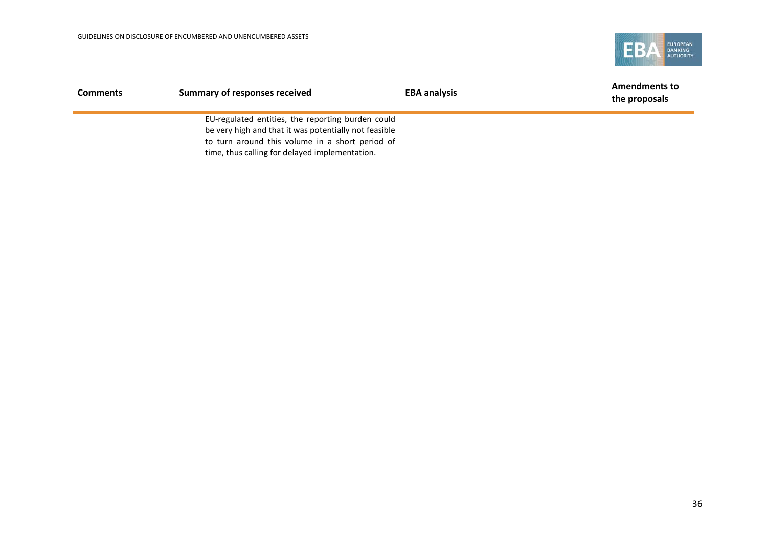| Comments | Summary of responses received | EBA analysis | Amendments to the proposals |
| --- | --- | --- | --- |
| | EU-regulated entities, the reporting burden could be very high and that it was potentially not feasible to turn around this volume in a short period of time, thus calling for delayed implementation. | | |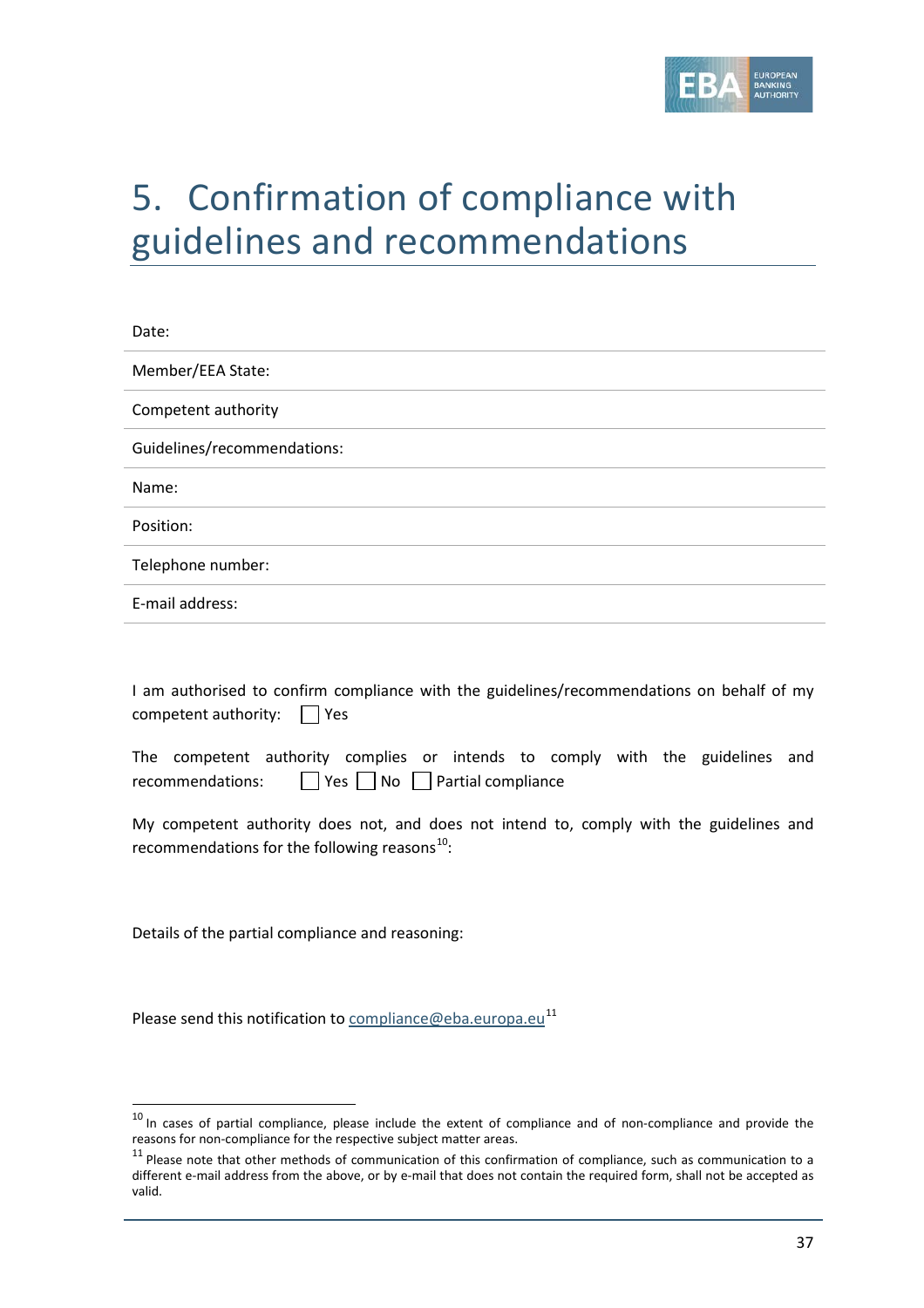# 5. Confirmation of compliance with guidelines and recommendations

| | |
|---|---|
| Date: | |
| Member/EEA State: | |
| Competent authority | |
| Guidelines/recommendations: | |
| Name: | |
| Position: | |
| Telephone number: | |
| E-mail address: | |

I am authorised to confirm compliance with the guidelines/recommendations on behalf of my competent authority: ☐ Yes

The competent authority complies or intends to comply with the guidelines and recommendations: ☐ Yes ☐ No ☐ Partial compliance

My competent authority does not, and does not intend to, comply with the guidelines and recommendations for the following reasons[10]:

Details of the partial compliance and reasoning:

Please send this notification to compliance@eba.europa.eu[11]

---

[10] In cases of partial compliance, please include the extent of compliance and of non-compliance and provide the reasons for non-compliance for the respective subject matter areas.

[11] Please note that other methods of communication of this confirmation of compliance, such as communication to a different e-mail address from the above, or by e-mail that does not contain the required form, shall not be accepted as valid.